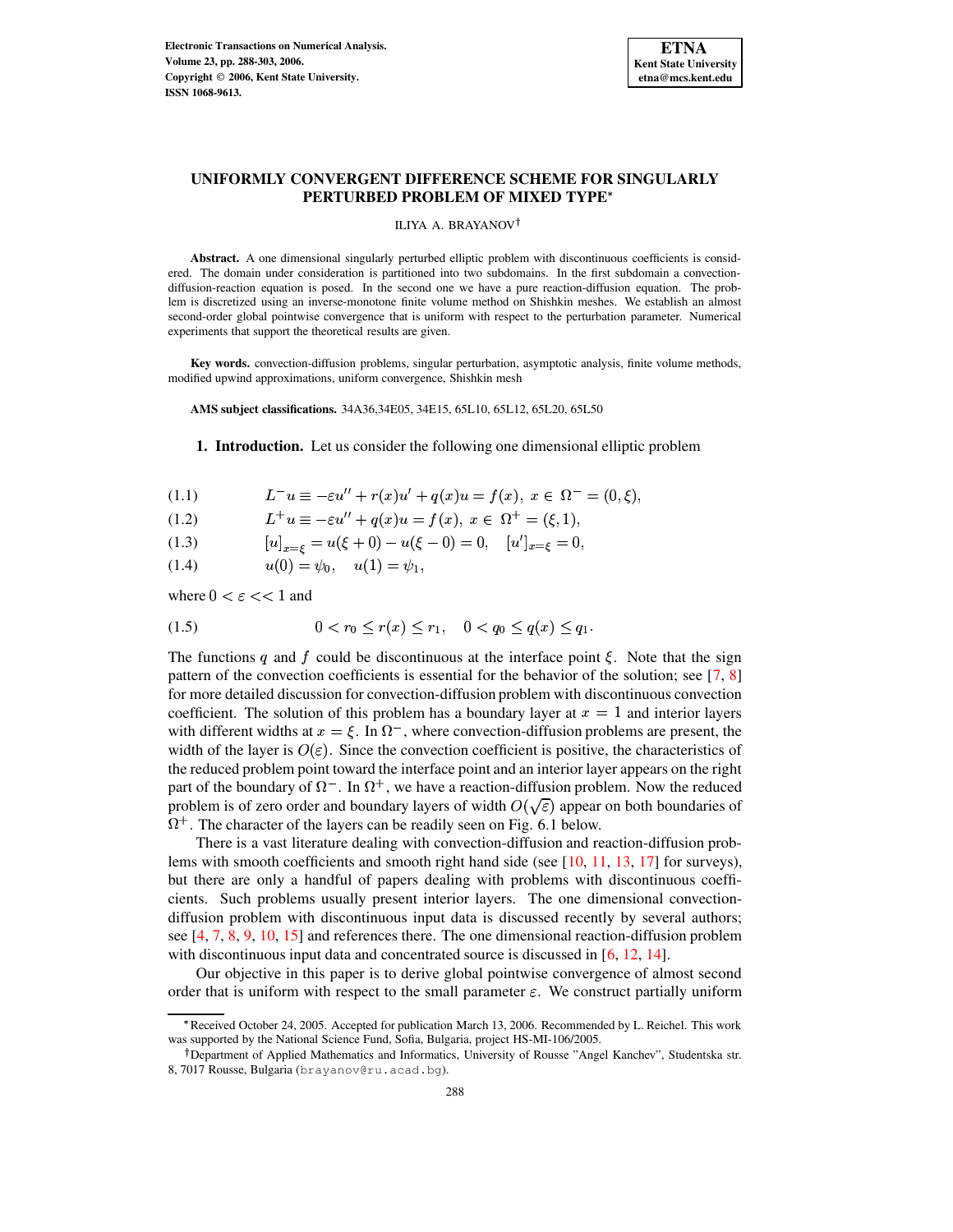# UNIFORMLY CONVERGENT DIFFERENCE SCHEME FOR SINGULARLY PERTURBED PROBLEM OF MIXED TYPE*

ILIYA A. BRAYANOV†

**Abstract.** A one dimensional singularly perturbed elliptic problem with discontinuous coefficients is considered. The domain under consideration is partitioned into two subdomains. In the first subdomain a convection-diffusion-reaction equation is posed. In the second one we have a pure reaction-diffusion equation. The problem is discretized using an inverse-monotone finite volume method on Shishkin meshes. We establish an almost second-order global pointwise convergence that is uniform with respect to the perturbation parameter. Numerical experiments that support the theoretical results are given.

**Key words.** convection-diffusion problems, singular perturbation, asymptotic analysis, finite volume methods, modified upwind approximations, uniform convergence, Shishkin mesh

**AMS subject classifications.** 34A36,34E05, 34E15, 65L10, 65L12, 65L20, 65L50

## 1. Introduction.

Let us consider the following one dimensional elliptic problem

$$L^- u \equiv -\varepsilon u'' + r(x)u' + q(x)u = f(x),\ x \in \Omega^- = (0,\xi), \tag{1.1}$$

$$L^+ u \equiv -\varepsilon u'' + q(x)u = f(x),\ x \in \Omega^+ = (\xi,1), \tag{1.2}$$

$$[u]_{x=\xi} = u(\xi+0) - u(\xi-0) = 0, \quad [u']_{x=\xi} = 0, \tag{1.3}$$

$$u(0) = \psi_0, \quad u(1) = \psi_1, \tag{1.4}$$

where $0 < \varepsilon << 1$ and

$$0 < r_0 \le r(x) \le r_1, \quad 0 < q_0 \le q(x) \le q_1. \tag{1.5}$$

The functions $q$ and $f$ could be discontinuous at the interface point $\xi$. Note that the sign pattern of the convection coefficients is essential for the behavior of the solution; see [7, 8] for more detailed discussion for convection-diffusion problem with discontinuous convection coefficient. The solution of this problem has a boundary layer at $x = 1$ and interior layers with different widths at $x = \xi$. In $\Omega^-$, where convection-diffusion problems are present, the width of the layer is $O(\varepsilon)$. Since the convection coefficient is positive, the characteristics of the reduced problem point toward the interface point and an interior layer appears on the right part of the boundary of $\Omega^-$. In $\Omega^+$, we have a reaction-diffusion problem. Now the reduced problem is of zero order and boundary layers of width $O(\sqrt{\varepsilon})$ appear on both boundaries of $\Omega^+$. The character of the layers can be readily seen on Fig. 6.1 below.

There is a vast literature dealing with convection-diffusion and reaction-diffusion problems with smooth coefficients and smooth right hand side (see [10, 11, 13, 17] for surveys), but there are only a handful of papers dealing with problems with discontinuous coefficients. Such problems usually present interior layers. The one dimensional convection-diffusion problem with discontinuous input data is discussed recently by several authors; see [4, 7, 8, 9, 10, 15] and references there. The one dimensional reaction-diffusion problem with discontinuous input data and concentrated source is discussed in [6, 12, 14].

Our objective in this paper is to derive global pointwise convergence of almost second order that is uniform with respect to the small parameter $\varepsilon$. We construct partially uniform

---

*Received October 24, 2005. Accepted for publication March 13, 2006. Recommended by L. Reichel. This work was supported by the National Science Fund, Sofia, Bulgaria, project HS-MI-106/2005.

†Department of Applied Mathematics and Informatics, University of Rousse "Angel Kanchev", Studentska str. 8, 7017 Rousse, Bulgaria (brayanov@ru.acad.bg).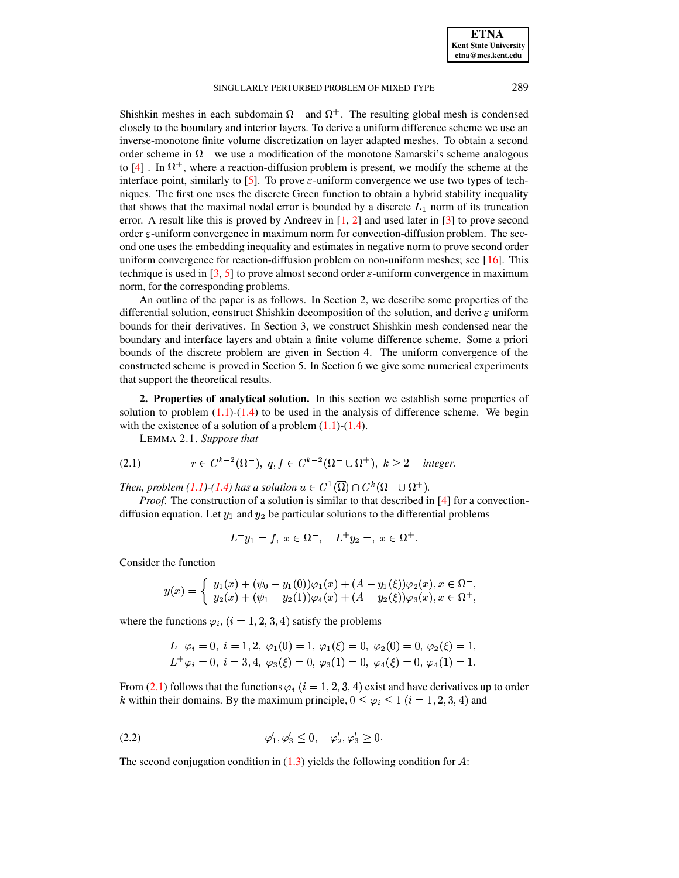Shishkin meshes in each subdomain $\Omega^-$ and $\Omega^+$. The resulting global mesh is condensed closely to the boundary and interior layers. To derive a uniform difference scheme we use an inverse-monotone finite volume discretization on layer adapted meshes. To obtain a second order scheme in $\Omega^-$ we use a modification of the monotone Samarski's scheme analogous to [4] . In $\Omega^+$, where a reaction-diffusion problem is present, we modify the scheme at the interface point, similarly to [5]. To prove $\varepsilon$-uniform convergence we use two types of techniques. The first one uses the discrete Green function to obtain a hybrid stability inequality that shows that the maximal nodal error is bounded by a discrete $L_1$ norm of its truncation error. A result like this is proved by Andreev in [1, 2] and used later in [3] to prove second order $\varepsilon$-uniform convergence in maximum norm for convection-diffusion problem. The second one uses the embedding inequality and estimates in negative norm to prove second order uniform convergence for reaction-diffusion problem on non-uniform meshes; see [16]. This technique is used in [3, 5] to prove almost second order $\varepsilon$-uniform convergence in maximum norm, for the corresponding problems.

An outline of the paper is as follows. In Section 2, we describe some properties of the differential solution, construct Shishkin decomposition of the solution, and derive $\varepsilon$ uniform bounds for their derivatives. In Section 3, we construct Shishkin mesh condensed near the boundary and interface layers and obtain a finite volume difference scheme. Some a priori bounds of the discrete problem are given in Section 4. The uniform convergence of the constructed scheme is proved in Section 5. In Section 6 we give some numerical experiments that support the theoretical results.

**2. Properties of analytical solution.** In this section we establish some properties of solution to problem (1.1)-(1.4) to be used in the analysis of difference scheme. We begin with the existence of a solution of a problem (1.1)-(1.4).

LEMMA 2.1. *Suppose that*

$$r \in C^{k-2}(\Omega^-),\; q, f \in C^{k-2}(\Omega^- \cup \Omega^+),\; k \geq 2 - \textit{integer}. \tag{2.1}$$

*Then, problem (1.1)-(1.4) has a solution $u \in C^1(\overline{\Omega}) \cap C^k(\Omega^- \cup \Omega^+)$.*

*Proof.* The construction of a solution is similar to that described in [4] for a convection-diffusion equation. Let $y_1$ and $y_2$ be particular solutions to the differential problems

$$L^- y_1 = f,\; x \in \Omega^-, \quad L^+ y_2 =,\; x \in \Omega^+.$$

Consider the function

$$y(x) = \begin{cases} y_1(x) + (\psi_0 - y_1(0))\varphi_1(x) + (A - y_1(\xi))\varphi_2(x), x \in \Omega^-, \\ y_2(x) + (\psi_1 - y_2(1))\varphi_4(x) + (A - y_2(\xi))\varphi_3(x), x \in \Omega^+, \end{cases}$$

where the functions $\varphi_i$, $(i = 1, 2, 3, 4)$ satisfy the problems

$$\begin{aligned} &L^- \varphi_i = 0,\; i = 1, 2,\; \varphi_1(0) = 1,\; \varphi_1(\xi) = 0,\; \varphi_2(0) = 0,\; \varphi_2(\xi) = 1, \\ &L^+ \varphi_i = 0,\; i = 3, 4,\; \varphi_3(\xi) = 0,\; \varphi_3(1) = 0,\; \varphi_4(\xi) = 0,\; \varphi_4(1) = 1. \end{aligned}$$

From (2.1) follows that the functions $\varphi_i$ $(i = 1, 2, 3, 4)$ exist and have derivatives up to order $k$ within their domains. By the maximum principle, $0 \leq \varphi_i \leq 1$ $(i = 1, 2, 3, 4)$ and

$$\varphi_1', \varphi_3' \leq 0, \quad \varphi_2', \varphi_3' \geq 0. \tag{2.2}$$

The second conjugation condition in (1.3) yields the following condition for $A$: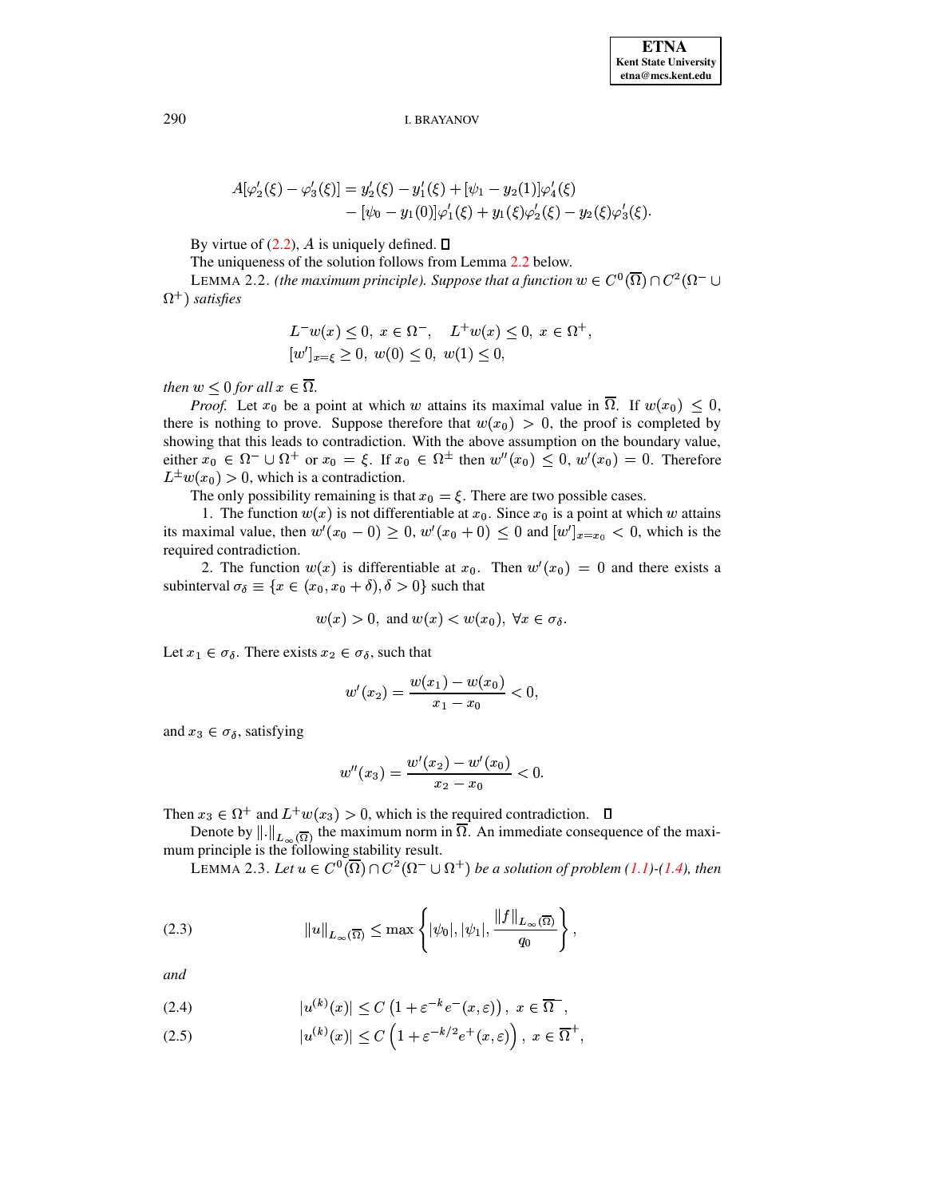$$A[\varphi_2'(\xi) - \varphi_3'(\xi)] = y_2'(\xi) - y_1'(\xi) + [\psi_1 - y_2(1)]\varphi_4'(\xi) \\ - [\psi_0 - y_1(0)]\varphi_1'(\xi) + y_1(\xi)\varphi_2'(\xi) - y_2(\xi)\varphi_3'(\xi).$$

By virtue of (2.2), $A$ is uniquely defined. ∎

The uniqueness of the solution follows from Lemma 2.2 below.

LEMMA 2.2. *(the maximum principle). Suppose that a function $w \in C^0(\overline{\Omega}) \cap C^2(\Omega^- \cup \Omega^+)$ satisfies*

$$L^- w(x) \leq 0,\ x \in \Omega^-, \quad L^+ w(x) \leq 0,\ x \in \Omega^+,$$
$$[w']_{x=\xi} \geq 0,\ w(0) \leq 0,\ w(1) \leq 0,$$

*then $w \leq 0$ for all $x \in \overline{\Omega}$.*

*Proof.* Let $x_0$ be a point at which $w$ attains its maximal value in $\overline{\Omega}$. If $w(x_0) \leq 0$, there is nothing to prove. Suppose therefore that $w(x_0) > 0$, the proof is completed by showing that this leads to contradiction. With the above assumption on the boundary value, either $x_0 \in \Omega^- \cup \Omega^+$ or $x_0 = \xi$. If $x_0 \in \Omega^\pm$ then $w''(x_0) \leq 0$, $w'(x_0) = 0$. Therefore $L^\pm w(x_0) > 0$, which is a contradiction.

The only possibility remaining is that $x_0 = \xi$. There are two possible cases.

1. The function $w(x)$ is not differentiable at $x_0$. Since $x_0$ is a point at which $w$ attains its maximal value, then $w'(x_0 - 0) \geq 0$, $w'(x_0 + 0) \leq 0$ and $[w']_{x=x_0} < 0$, which is the required contradiction.

2. The function $w(x)$ is differentiable at $x_0$. Then $w'(x_0) = 0$ and there exists a subinterval $\sigma_\delta \equiv \{x \in (x_0, x_0 + \delta), \delta > 0\}$ such that

$$w(x) > 0, \text{ and } w(x) < w(x_0),\ \forall x \in \sigma_\delta.$$

Let $x_1 \in \sigma_\delta$. There exists $x_2 \in \sigma_\delta$, such that

$$w'(x_2) = \frac{w(x_1) - w(x_0)}{x_1 - x_0} < 0,$$

and $x_3 \in \sigma_\delta$, satisfying

$$w''(x_3) = \frac{w'(x_2) - w'(x_0)}{x_2 - x_0} < 0.$$

Then $x_3 \in \Omega^+$ and $L^+ w(x_3) > 0$, which is the required contradiction. ∎

Denote by $\|.\|_{L_\infty(\overline{\Omega})}$ the maximum norm in $\overline{\Omega}$. An immediate consequence of the maximum principle is the following stability result.

LEMMA 2.3. *Let $u \in C^0(\overline{\Omega}) \cap C^2(\Omega^- \cup \Omega^+)$ be a solution of problem (1.1)-(1.4), then*

$$\|u\|_{L_\infty(\overline{\Omega})} \leq \max\left\{|\psi_0|, |\psi_1|, \frac{\|f\|_{L_\infty(\overline{\Omega})}}{q_0}\right\}, \tag{2.3}$$

*and*

$$|u^{(k)}(x)| \leq C\left(1 + \varepsilon^{-k} e^-(x, \varepsilon)\right),\ x \in \overline{\Omega^-}, \tag{2.4}$$

$$|u^{(k)}(x)| \leq C\left(1 + \varepsilon^{-k/2} e^+(x, \varepsilon)\right),\ x \in \overline{\Omega^+}, \tag{2.5}$$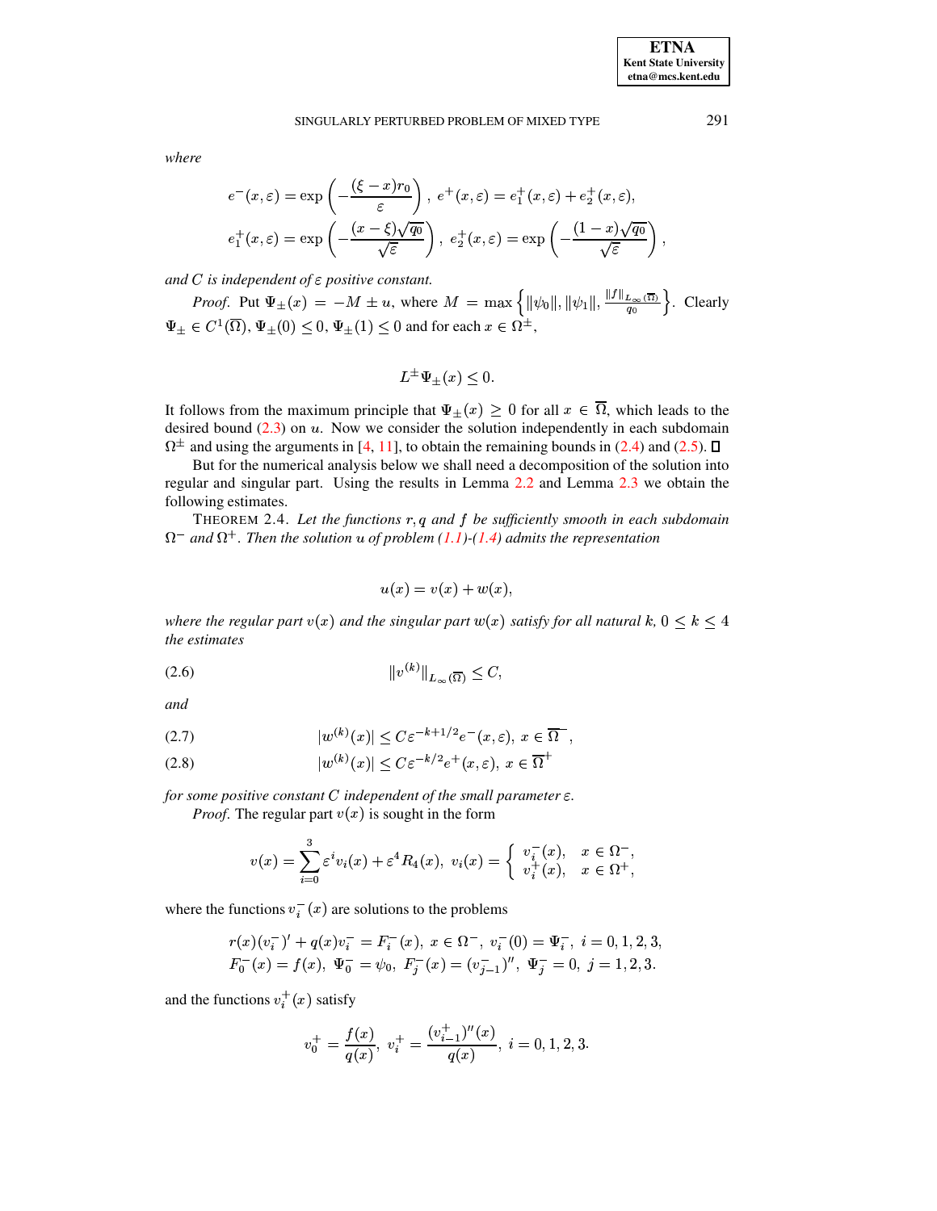*where*

$$e^-(x,\varepsilon) = \exp\left(-\frac{(\xi - x)r_0}{\varepsilon}\right),\ e^+(x,\varepsilon) = e_1^+(x,\varepsilon) + e_2^+(x,\varepsilon),$$

$$e_1^+(x,\varepsilon) = \exp\left(-\frac{(x-\xi)\sqrt{q_0}}{\sqrt{\varepsilon}}\right),\ e_2^+(x,\varepsilon) = \exp\left(-\frac{(1-x)\sqrt{q_0}}{\sqrt{\varepsilon}}\right),$$

*and $C$ is independent of $\varepsilon$ positive constant.*

*Proof.* Put $\Psi_\pm(x) = -M \pm u$, where $M = \max\left\{\|\psi_0\|, \|\psi_1\|, \frac{\|f\|_{L_\infty(\overline{\Omega})}}{q_0}\right\}$. Clearly $\Psi_\pm \in C^1(\overline{\Omega})$, $\Psi_\pm(0) \le 0$, $\Psi_\pm(1) \le 0$ and for each $x \in \Omega^\pm$,

$$L^\pm \Psi_\pm(x) \le 0.$$

It follows from the maximum principle that $\Psi_\pm(x) \ge 0$ for all $x \in \overline{\Omega}$, which leads to the desired bound (2.3) on $u$. Now we consider the solution independently in each subdomain $\Omega^\pm$ and using the arguments in [4, 11], to obtain the remaining bounds in (2.4) and (2.5). ∎

But for the numerical analysis below we shall need a decomposition of the solution into regular and singular part. Using the results in Lemma 2.2 and Lemma 2.3 we obtain the following estimates.

THEOREM 2.4. *Let the functions $r, q$ and $f$ be sufficiently smooth in each subdomain $\Omega^-$ and $\Omega^+$. Then the solution $u$ of problem (1.1)-(1.4) admits the representation*

$$u(x) = v(x) + w(x),$$

*where the regular part $v(x)$ and the singular part $w(x)$ satisfy for all natural $k$, $0 \le k \le 4$ the estimates*

$$\|v^{(k)}\|_{L_\infty(\overline{\Omega})} \le C, \tag{2.6}$$

*and*

$$|w^{(k)}(x)| \le C\varepsilon^{-k+1/2} e^-(x,\varepsilon),\ x \in \overline{\Omega^-}, \tag{2.7}$$

$$|w^{(k)}(x)| \le C\varepsilon^{-k/2} e^+(x,\varepsilon),\ x \in \overline{\Omega^+} \tag{2.8}$$

*for some positive constant $C$ independent of the small parameter $\varepsilon$.*

*Proof.* The regular part $v(x)$ is sought in the form

$$v(x) = \sum_{i=0}^{3} \varepsilon^i v_i(x) + \varepsilon^4 R_4(x),\ v_i(x) = \begin{cases} v_i^-(x), & x \in \Omega^-, \\ v_i^+(x), & x \in \Omega^+, \end{cases}$$

where the functions $v_i^-(x)$ are solutions to the problems

$$r(x)(v_i^-)' + q(x)v_i^- = F_i^-(x),\ x \in \Omega^-,\ v_i^-(0) = \Psi_i^-,\ i = 0,1,2,3,$$
$$F_0^-(x) = f(x),\ \Psi_0^- = \psi_0,\ F_j^-(x) = (v_{j-1}^-)'',\ \Psi_j^- = 0,\ j = 1,2,3.$$

and the functions $v_i^+(x)$ satisfy

$$v_0^+ = \frac{f(x)}{q(x)},\ v_i^+ = \frac{(v_{i-1}^+)''(x)}{q(x)},\ i = 0,1,2,3.$$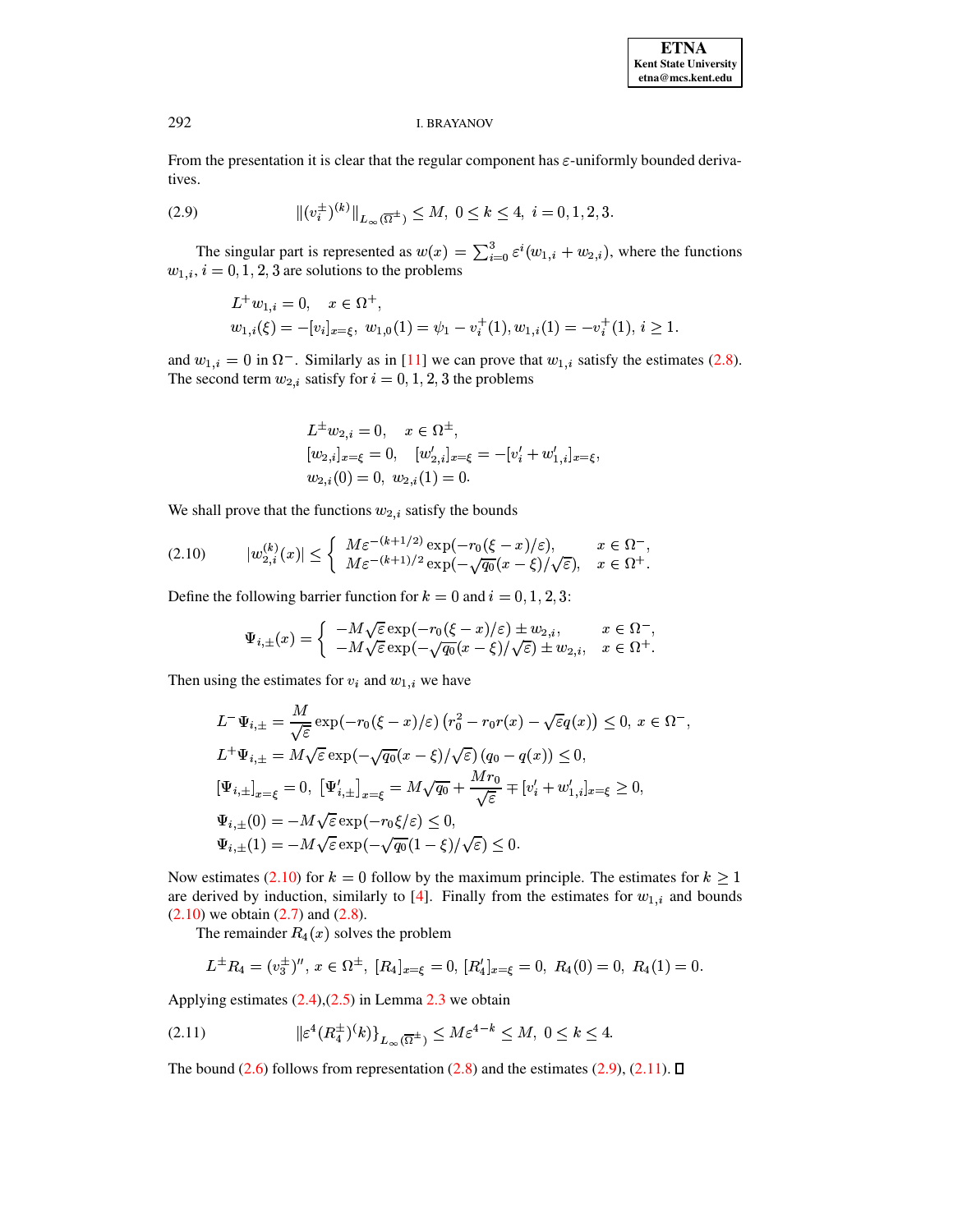From the presentation it is clear that the regular component has $\varepsilon$-uniformly bounded derivatives.

$$\|(v_i^{\pm})^{(k)}\|_{L_\infty(\overline{\Omega}^{\pm})} \leq M,\ 0 \leq k \leq 4,\ i = 0,1,2,3. \tag{2.9}$$

The singular part is represented as $w(x) = \sum_{i=0}^{3} \varepsilon^i (w_{1,i} + w_{2,i})$, where the functions $w_{1,i}$, $i = 0,1,2,3$ are solutions to the problems

$$L^+ w_{1,i} = 0, \quad x \in \Omega^+,$$
$$w_{1,i}(\xi) = -[v_i]_{x=\xi},\ w_{1,0}(1) = \psi_1 - v_i^+(1), w_{1,i}(1) = -v_i^+(1),\ i \geq 1.$$

and $w_{1,i} = 0$ in $\Omega^-$. Similarly as in [11] we can prove that $w_{1,i}$ satisfy the estimates (2.8). The second term $w_{2,i}$ satisfy for $i = 0,1,2,3$ the problems

$$L^{\pm} w_{2,i} = 0, \quad x \in \Omega^{\pm},$$
$$[w_{2,i}]_{x=\xi} = 0, \quad [w'_{2,i}]_{x=\xi} = -[v'_i + w'_{1,i}]_{x=\xi},$$
$$w_{2,i}(0) = 0,\ w_{2,i}(1) = 0.$$

We shall prove that the functions $w_{2,i}$ satisfy the bounds

$$|w_{2,i}^{(k)}(x)| \leq \begin{cases} M\varepsilon^{-(k+1/2)} \exp(-r_0(\xi - x)/\varepsilon), & x \in \Omega^-, \\ M\varepsilon^{-(k+1)/2} \exp(-\sqrt{q_0}(x-\xi)/\sqrt{\varepsilon}), & x \in \Omega^+. \end{cases} \tag{2.10}$$

Define the following barrier function for $k = 0$ and $i = 0,1,2,3$:

$$\Psi_{i,\pm}(x) = \begin{cases} -M\sqrt{\varepsilon}\exp(-r_0(\xi - x)/\varepsilon) \pm w_{2,i}, & x \in \Omega^-, \\ -M\sqrt{\varepsilon}\exp(-\sqrt{q_0}(x-\xi)/\sqrt{\varepsilon}) \pm w_{2,i}, & x \in \Omega^+. \end{cases}$$

Then using the estimates for $v_i$ and $w_{1,i}$ we have

$$L^-\Psi_{i,\pm} = \frac{M}{\sqrt{\varepsilon}} \exp(-r_0(\xi - x)/\varepsilon)\left(r_0^2 - r_0 r(x) - \sqrt{\varepsilon} q(x)\right) \leq 0,\ x \in \Omega^-,$$
$$L^+\Psi_{i,\pm} = M\sqrt{\varepsilon}\exp(-\sqrt{q_0}(x-\xi)/\sqrt{\varepsilon})\left(q_0 - q(x)\right) \leq 0,$$
$$[\Psi_{i,\pm}]_{x=\xi} = 0,\ [\Psi'_{i,\pm}]_{x=\xi} = M\sqrt{q_0} + \frac{Mr_0}{\sqrt{\varepsilon}} \mp [v'_i + w'_{1,i}]_{x=\xi} \geq 0,$$
$$\Psi_{i,\pm}(0) = -M\sqrt{\varepsilon}\exp(-r_0\xi/\varepsilon) \leq 0,$$
$$\Psi_{i,\pm}(1) = -M\sqrt{\varepsilon}\exp(-\sqrt{q_0}(1-\xi)/\sqrt{\varepsilon}) \leq 0.$$

Now estimates (2.10) for $k = 0$ follow by the maximum principle. The estimates for $k \geq 1$ are derived by induction, similarly to [4]. Finally from the estimates for $w_{1,i}$ and bounds (2.10) we obtain (2.7) and (2.8).

The remainder $R_4(x)$ solves the problem

$$L^{\pm} R_4 = (v_3^{\pm})'',\ x \in \Omega^{\pm},\ [R_4]_{x=\xi} = 0,\ [R'_4]_{x=\xi} = 0,\ R_4(0) = 0,\ R_4(1) = 0.$$

Applying estimates (2.4),(2.5) in Lemma 2.3 we obtain

$$\|\varepsilon^4 (R_4^{\pm})^{(}k)\}_{L_\infty(\overline{\Omega}^{\pm})} \leq M\varepsilon^{4-k} \leq M,\ 0 \leq k \leq 4. \tag{2.11}$$

The bound (2.6) follows from representation (2.8) and the estimates (2.9), (2.11). ☐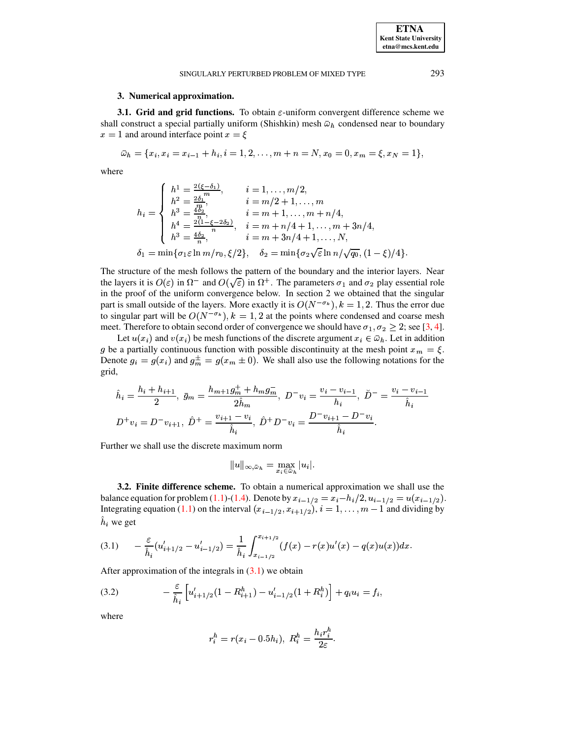## 3. Numerical approximation.

**3.1. Grid and grid functions.** To obtain $\varepsilon$-uniform convergent difference scheme we shall construct a special partially uniform (Shishkin) mesh $\bar{\omega}_h$ condensed near to boundary $x = 1$ and around interface point $x = \xi$

$$\bar{\omega}_h = \{x_i, x_i = x_{i-1} + h_i, i = 1, 2, \ldots, m + n = N, x_0 = 0, x_m = \xi, x_N = 1\},$$

where

$$h_i = \begin{cases} h^1 = \frac{2(\xi - \delta_1)}{m}, & i = 1, \ldots, m/2, \\ h^2 = \frac{2\delta_1}{m}, & i = m/2 + 1, \ldots, m \\ h^3 = \frac{4\delta_2}{n}, & i = m + 1, \ldots, m + n/4, \\ h^4 = \frac{2(1 - \xi - 2\delta_2)}{n}, & i = m + n/4 + 1, \ldots, m + 3n/4, \\ h^3 = \frac{4\delta_2}{n}, & i = m + 3n/4 + 1, \ldots, N, \end{cases}$$

$$\delta_1 = \min\{\sigma_1 \varepsilon \ln m / r_0, \xi/2\}, \quad \delta_2 = \min\{\sigma_2 \sqrt{\varepsilon} \ln n / \sqrt{q_0}, (1 - \xi)/4\}.$$

The structure of the mesh follows the pattern of the boundary and the interior layers. Near the layers it is $O(\varepsilon)$ in $\Omega^-$ and $O(\sqrt{\varepsilon})$ in $\Omega^+$. The parameters $\sigma_1$ and $\sigma_2$ play essential role in the proof of the uniform convergence below. In section 2 we obtained that the singular part is small outside of the layers. More exactly it is $O(N^{-\sigma_k}), k = 1, 2$. Thus the error due to singular part will be $O(N^{-\sigma_k}), k = 1, 2$ at the points where condensed and coarse mesh meet. Therefore to obtain second order of convergence we should have $\sigma_1, \sigma_2 \geq 2$; see [3, 4].

Let $u(x_i)$ and $v(x_i)$ be mesh functions of the discrete argument $x_i \in \bar{\omega}_h$. Let in addition $g$ be a partially continuous function with possible discontinuity at the mesh point $x_m = \xi$. Denote $g_i = g(x_i)$ and $g_m^{\pm} = g(x_m \pm 0)$. We shall also use the following notations for the grid,

$$\hat{h}_i = \frac{h_i + h_{i+1}}{2}, \; \bar{g}_m = \frac{h_{m+1} g_m^+ + h_m g_m^-}{2\hat{h}_m}, \; D^- v_i = \frac{v_i - v_{i-1}}{h_i}, \; \breve{D}^- = \frac{v_i - v_{i-1}}{\hat{h}_i}$$

$$D^+ v_i = D^- v_{i+1}, \; \hat{D}^+ = \frac{v_{i+1} - v_i}{\hat{h}_i}, \; \hat{D}^+ D^- v_i = \frac{D^- v_{i+1} - D^- v_i}{\hat{h}_i}.$$

Further we shall use the discrete maximum norm

$$\|u\|_{\infty, \bar{\omega}_h} = \max_{x_i \in \bar{\omega}_h} |u_i|.$$

**3.2. Finite difference scheme.** To obtain a numerical approximation we shall use the balance equation for problem (1.1)-(1.4). Denote by $x_{i-1/2} = x_i - h_i/2, u_{i-1/2} = u(x_{i-1/2})$. Integrating equation (1.1) on the interval $(x_{i-1/2}, x_{i+1/2}), i = 1, \ldots, m - 1$ and dividing by $\hat{h}_i$ we get

$$-\frac{\varepsilon}{\hat{h}_i}(u'_{i+1/2} - u'_{i-1/2}) = \frac{1}{\hat{h}_i} \int_{x_{i-1/2}}^{x_{i+1/2}} (f(x) - r(x)u'(x) - q(x)u(x)) dx. \tag{3.1}$$

After approximation of the integrals in (3.1) we obtain

$$-\frac{\varepsilon}{\hat{h}_i}\left[u'_{i+1/2}(1 - R^h_{i+1}) - u'_{i-1/2}(1 + R^h_i)\right] + q_i u_i = f_i, \tag{3.2}$$

where

$$r^h_i = r(x_i - 0.5h_i), \; R^h_i = \frac{h_i r^h_i}{2\varepsilon}.$$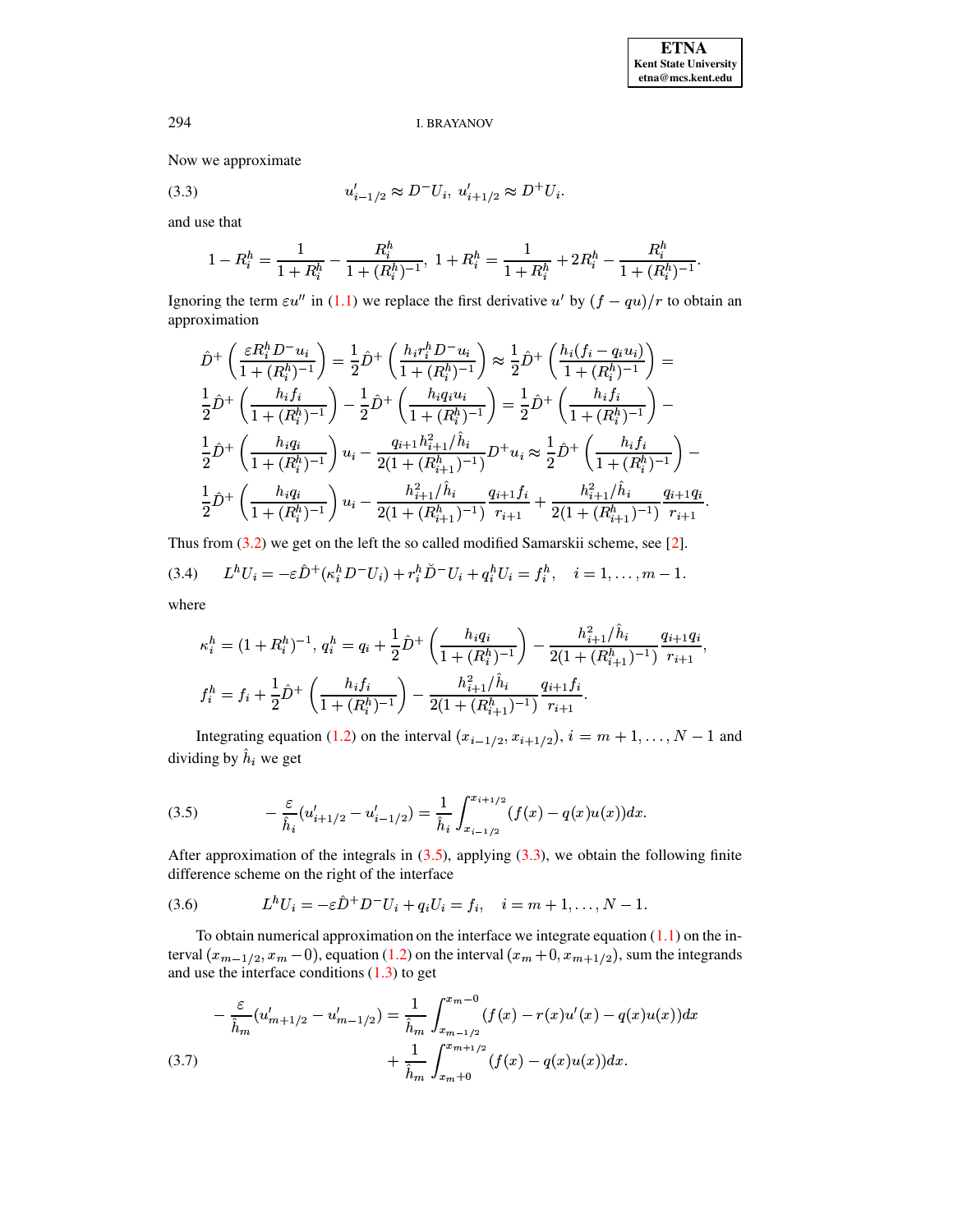Now we approximate

$$u'_{i-1/2} \approx D^- U_i,\ u'_{i+1/2} \approx D^+ U_i. \tag{3.3}$$

and use that

$$1 - R_i^h = \frac{1}{1 + R_i^h} - \frac{R_i^h}{1 + (R_i^h)^{-1}},\ 1 + R_i^h = \frac{1}{1 + R_i^h} + 2R_i^h - \frac{R_i^h}{1 + (R_i^h)^{-1}}.$$

Ignoring the term $\varepsilon u''$ in (1.1) we replace the first derivative $u'$ by $(f - qu)/r$ to obtain an approximation

$$\begin{aligned}
&\hat{D}^+ \left( \frac{\varepsilon R_i^h D^- u_i}{1 + (R_i^h)^{-1}} \right) = \frac{1}{2} \hat{D}^+ \left( \frac{h_i r_i^h D^- u_i}{1 + (R_i^h)^{-1}} \right) \approx \frac{1}{2} \hat{D}^+ \left( \frac{h_i (f_i - q_i u_i)}{1 + (R_i^h)^{-1}} \right) = \\
&\frac{1}{2} \hat{D}^+ \left( \frac{h_i f_i}{1 + (R_i^h)^{-1}} \right) - \frac{1}{2} \hat{D}^+ \left( \frac{h_i q_i u_i}{1 + (R_i^h)^{-1}} \right) = \frac{1}{2} \hat{D}^+ \left( \frac{h_i f_i}{1 + (R_i^h)^{-1}} \right) - \\
&\frac{1}{2} \hat{D}^+ \left( \frac{h_i q_i}{1 + (R_i^h)^{-1}} \right) u_i - \frac{q_{i+1} h_{i+1}^2 / \hat{h}_i}{2(1 + (R_{i+1}^h)^{-1})} D^+ u_i \approx \frac{1}{2} \hat{D}^+ \left( \frac{h_i f_i}{1 + (R_i^h)^{-1}} \right) - \\
&\frac{1}{2} \hat{D}^+ \left( \frac{h_i q_i}{1 + (R_i^h)^{-1}} \right) u_i - \frac{h_{i+1}^2 / \hat{h}_i}{2(1 + (R_{i+1}^h)^{-1})} \frac{q_{i+1} f_i}{r_{i+1}} + \frac{h_{i+1}^2 / \hat{h}_i}{2(1 + (R_{i+1}^h)^{-1})} \frac{q_{i+1} q_i}{r_{i+1}}.
\end{aligned}$$

Thus from (3.2) we get on the left the so called modified Samarskii scheme, see [2].

$$L^h U_i = -\varepsilon \hat{D}^+ (\kappa_i^h D^- U_i) + r_i^h \breve{D}^- U_i + q_i^h U_i = f_i^h, \quad i = 1, \ldots, m-1. \tag{3.4}$$

where

$$\kappa_i^h = (1 + R_i^h)^{-1},\ q_i^h = q_i + \frac{1}{2} \hat{D}^+ \left( \frac{h_i q_i}{1 + (R_i^h)^{-1}} \right) - \frac{h_{i+1}^2 / \hat{h}_i}{2(1 + (R_{i+1}^h)^{-1})} \frac{q_{i+1} q_i}{r_{i+1}},$$

$$f_i^h = f_i + \frac{1}{2} \hat{D}^+ \left( \frac{h_i f_i}{1 + (R_i^h)^{-1}} \right) - \frac{h_{i+1}^2 / \hat{h}_i}{2(1 + (R_{i+1}^h)^{-1})} \frac{q_{i+1} f_i}{r_{i+1}}.$$

Integrating equation (1.2) on the interval $(x_{i-1/2}, x_{i+1/2})$, $i = m+1, \ldots, N-1$ and dividing by $\hat{h}_i$ we get

$$-\frac{\varepsilon}{\hat{h}_i} (u'_{i+1/2} - u'_{i-1/2}) = \frac{1}{\hat{h}_i} \int_{x_{i-1/2}}^{x_{i+1/2}} (f(x) - q(x) u(x)) dx. \tag{3.5}$$

After approximation of the integrals in (3.5), applying (3.3), we obtain the following finite difference scheme on the right of the interface

$$L^h U_i = -\varepsilon \hat{D}^+ D^- U_i + q_i U_i = f_i, \quad i = m+1, \ldots, N-1. \tag{3.6}$$

To obtain numerical approximation on the interface we integrate equation (1.1) on the interval $(x_{m-1/2}, x_m - 0)$, equation (1.2) on the interval $(x_m + 0, x_{m+1/2})$, sum the integrands and use the interface conditions (1.3) to get

$$\begin{aligned}
-\frac{\varepsilon}{\hat{h}_m} (u'_{m+1/2} - u'_{m-1/2}) = &\frac{1}{\hat{h}_m} \int_{x_{m-1/2}}^{x_m - 0} (f(x) - r(x) u'(x) - q(x) u(x)) dx \\
&+ \frac{1}{\hat{h}_m} \int_{x_m + 0}^{x_{m+1/2}} (f(x) - q(x) u(x)) dx.
\end{aligned} \tag{3.7}$$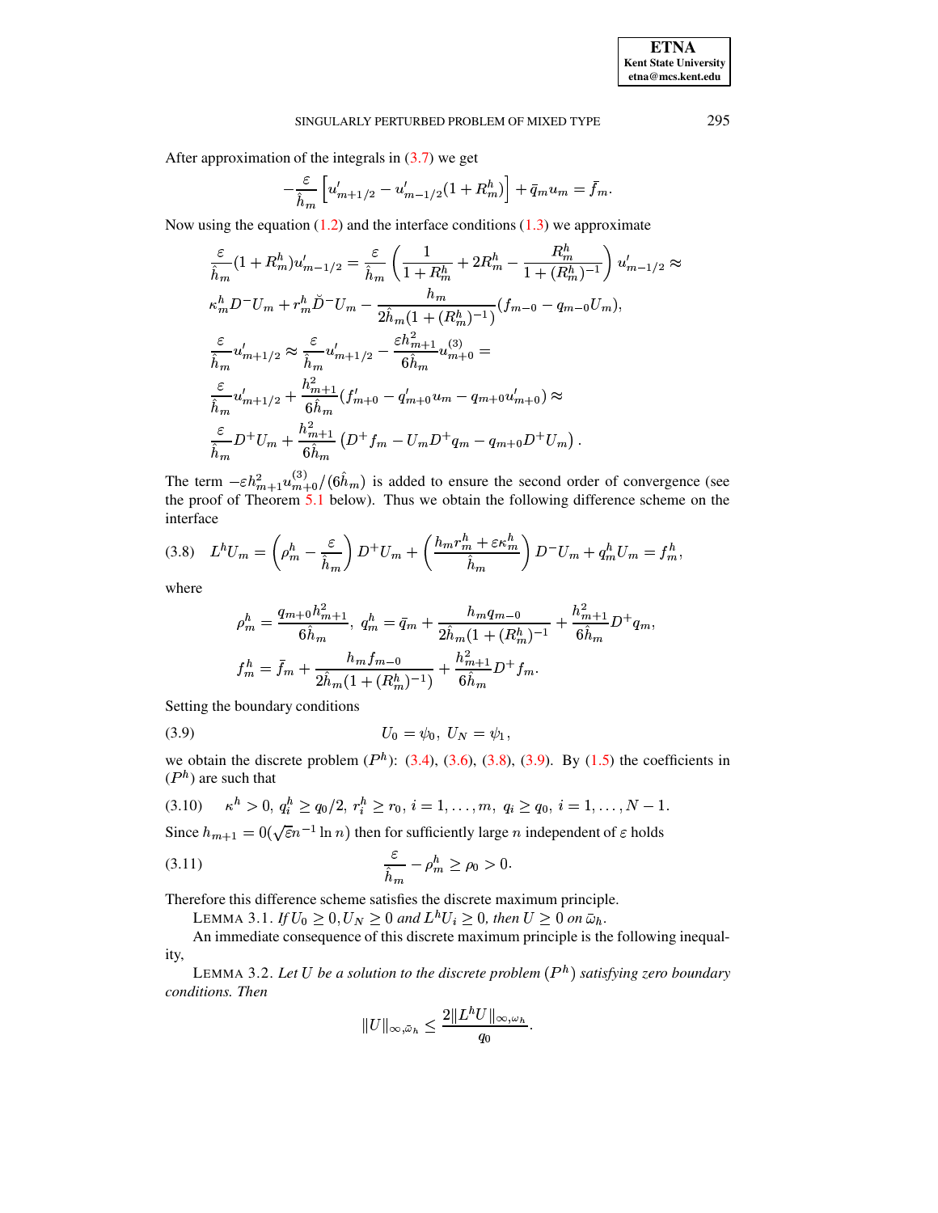After approximation of the integrals in (3.7) we get

$$-\frac{\varepsilon}{\hat{h}_m}\left[u'_{m+1/2} - u'_{m-1/2}(1+R^h_m)\right] + \bar{q}_m u_m = \bar{f}_m.$$

Now using the equation (1.2) and the interface conditions (1.3) we approximate

$$\frac{\varepsilon}{\hat{h}_m}(1+R^h_m)u'_{m-1/2} = \frac{\varepsilon}{\hat{h}_m}\left(\frac{1}{1+R^h_m} + 2R^h_m - \frac{R^h_m}{1+(R^h_m)^{-1}}\right)u'_{m-1/2} \approx$$

$$\kappa^h_m D^- U_m + r^h_m \breve{D}^- U_m - \frac{h_m}{2\hat{h}_m(1+(R^h_m)^{-1})}(f_{m-0} - q_{m-0}U_m),$$

$$\frac{\varepsilon}{\hat{h}_m}u'_{m+1/2} \approx \frac{\varepsilon}{\hat{h}_m}u'_{m+1/2} - \frac{\varepsilon h^2_{m+1}}{6\hat{h}_m}u^{(3)}_{m+0} =$$

$$\frac{\varepsilon}{\hat{h}_m}u'_{m+1/2} + \frac{h^2_{m+1}}{6\hat{h}_m}(f'_{m+0} - q'_{m+0}u_m - q_{m+0}u'_{m+0}) \approx$$

$$\frac{\varepsilon}{\hat{h}_m}D^+U_m + \frac{h^2_{m+1}}{6\hat{h}_m}\left(D^+f_m - U_m D^+ q_m - q_{m+0}D^+U_m\right).$$

The term $-\varepsilon h^2_{m+1}u^{(3)}_{m+0}/(6\hat{h}_m)$ is added to ensure the second order of convergence (see the proof of Theorem 5.1 below). Thus we obtain the following difference scheme on the interface

$$L^h U_m = \left(\rho^h_m - \frac{\varepsilon}{\hat{h}_m}\right)D^+U_m + \left(\frac{h_m r^h_m + \varepsilon\kappa^h_m}{\hat{h}_m}\right)D^-U_m + q^h_m U_m = f^h_m, \tag{3.8}$$

where

$$\rho^h_m = \frac{q_{m+0}h^2_{m+1}}{6\hat{h}_m},\ q^h_m = \bar{q}_m + \frac{h_m q_{m-0}}{2\hat{h}_m(1+(R^h_m)^{-1}} + \frac{h^2_{m+1}}{6\hat{h}_m}D^+q_m,$$

$$f^h_m = \bar{f}_m + \frac{h_m f_{m-0}}{2\hat{h}_m(1+(R^h_m)^{-1})} + \frac{h^2_{m+1}}{6\hat{h}_m}D^+f_m.$$

Setting the boundary conditions

$$U_0 = \psi_0,\ U_N = \psi_1, \tag{3.9}$$

we obtain the discrete problem $(P^h)$: (3.4), (3.6), (3.8), (3.9). By (1.5) the coefficients in $(P^h)$ are such that

$$\kappa^h > 0,\ q^h_i \geq q_0/2,\ r^h_i \geq r_0,\ i = 1,\ldots,m,\ q_i \geq q_0,\ i = 1,\ldots,N-1. \tag{3.10}$$

Since $h_{m+1} = 0(\sqrt{\varepsilon}n^{-1}\ln n)$ then for sufficiently large $n$ independent of $\varepsilon$ holds

$$\frac{\varepsilon}{\hat{h}_m} - \rho^h_m \geq \rho_0 > 0. \tag{3.11}$$

Therefore this difference scheme satisfies the discrete maximum principle.

LEMMA 3.1. *If $U_0 \geq 0, U_N \geq 0$ and $L^hU_i \geq 0$, then $U \geq 0$ on $\bar{\omega}_h$.*

An immediate consequence of this discrete maximum principle is the following inequality,

LEMMA 3.2. *Let $U$ be a solution to the discrete problem $(P^h)$ satisfying zero boundary conditions. Then*

$$\|U\|_{\infty,\bar{\omega}_h} \leq \frac{2\|L^hU\|_{\infty,\omega_h}}{q_0}.$$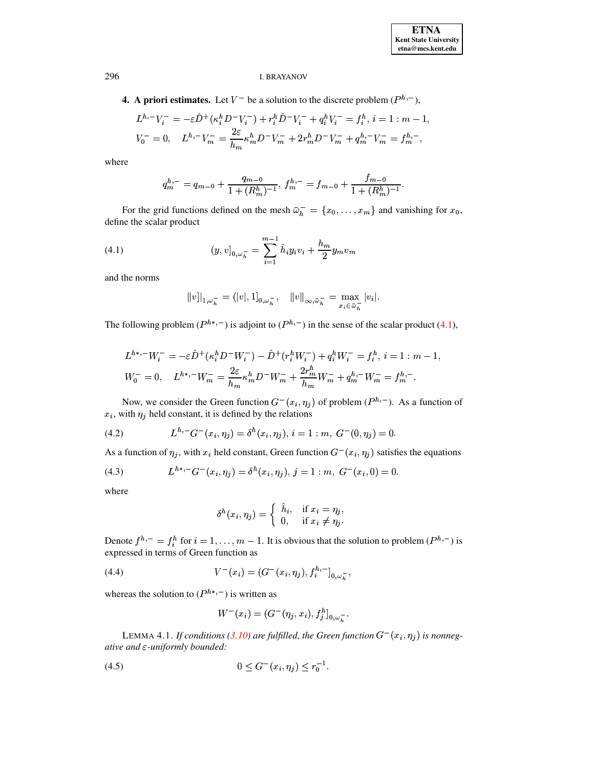## 4. A priori estimates.

Let $V^-$ be a solution to the discrete problem $(P^{h,-})$,

$$L^{h,-}V_i^- = -\varepsilon \hat{D}^+(\kappa_i^h D^- V_i^-) + r_i^h \breve{D}^- V_i^- + q_i^h V_i^- = f_i^h,\ i = 1 : m-1,$$

$$V_0^- = 0, \quad L^{h,-}V_m^- = \frac{2\varepsilon}{h_m}\kappa_m^h D^- V_m^- + 2r_m^h D^- V_m^- + q_m^{h,-} V_m^- = f_m^{h,-},$$

where

$$q_m^{h,-} = q_{m-0} + \frac{q_{m-0}}{1+(R_m^h)^{-1}},\ f_m^{h,-} = f_{m-0} + \frac{f_{m-0}}{1+(R_m^h)^{-1}}.$$

For the grid functions defined on the mesh $\bar{\omega}_h^- = \{x_0, \ldots, x_m\}$ and vanishing for $x_0$, define the scalar product

$$(y, v]_{0,\omega_h^-} = \sum_{i=1}^{m-1} \hat{h}_i y_i v_i + \frac{h_m}{2} y_m v_m \tag{4.1}$$

and the norms

$$\|v]|_{1,\omega_h^-} = (|v|, 1]_{0,\omega_h^-}, \quad \|v\|_{\infty,\bar{\omega}_h^-} = \max_{x_i \in \bar{\omega}_h^-} |v_i|.$$

The following problem $(P^{h*,-})$ is adjoint to $(P^{h,-})$ in the sense of the scalar product (4.1),

$$L^{h*,-}W_i^- = -\varepsilon \hat{D}^+(\kappa_i^h D^- W_i^-) - \hat{D}^+(r_i^h W_i^-) + q_i^h W_i^- = f_i^h,\ i = 1 : m-1,$$

$$W_0^- = 0, \quad L^{h*,-}W_m^- = \frac{2\varepsilon}{h_m}\kappa_m^h D^- W_m^- + \frac{2r_m^h}{h_m} W_m^- + q_m^{h,-} W_m^- = f_m^{h,-}.$$

Now, we consider the Green function $G^-(x_i, \eta_j)$ of problem $(P^{h,-})$. As a function of $x_i$, with $\eta_j$ held constant, it is defined by the relations

$$L^{h,-}G^-(x_i, \eta_j) = \delta^h(x_i, \eta_j),\ i = 1 : m,\ G^-(0, \eta_j) = 0. \tag{4.2}$$

As a function of $\eta_j$, with $x_i$ held constant, Green function $G^-(x_i, \eta_j)$ satisfies the equations

$$L^{h*,-}G^-(x_i, \eta_j) = \delta^h(x_i, \eta_j),\ j = 1 : m,\ G^-(x_i, 0) = 0. \tag{4.3}$$

where

$$\delta^h(x_i, \eta_j) = \begin{cases} \hat{h}_i, & \text{if } x_i = \eta_j, \\ 0, & \text{if } x_i \neq \eta_j. \end{cases}$$

Denote $f^{h,-} = f_i^h$ for $i = 1, \ldots, m-1$. It is obvious that the solution to problem $(P^{h,-})$ is expressed in terms of Green function as

$$V^-(x_i) = (G^-(x_i, \eta_j), f_i^{h,-}]_{0,\omega_h^-}, \tag{4.4}$$

whereas the solution to $(P^{h*,-})$ is written as

$$W^-(x_i) = (G^-(\eta_j, x_i), f_j^h]_{0,\omega_h^-}.$$

LEMMA 4.1. *If conditions (3.10) are fulfilled, the Green function $G^-(x_i, \eta_j)$ is nonnegative and $\varepsilon$-uniformly bounded:*

$$0 \le G^-(x_i, \eta_j) \le r_0^{-1}. \tag{4.5}$$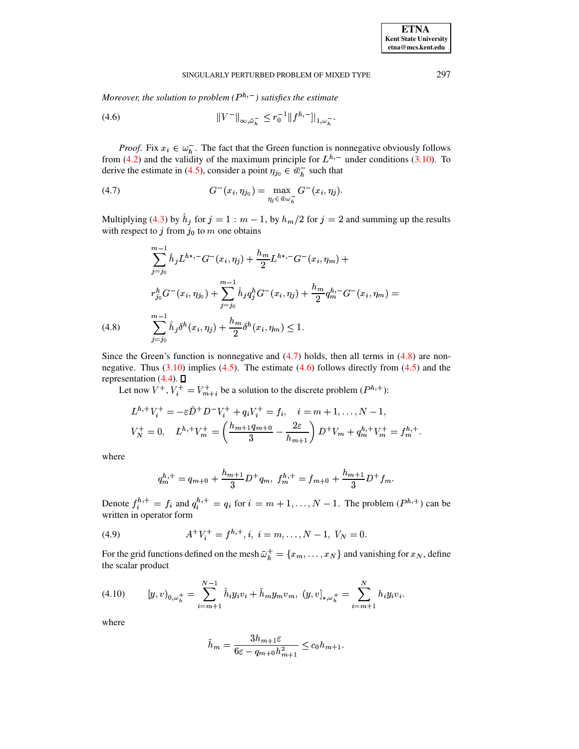*Moreover, the solution to problem ($P^{h,-}$) satisfies the estimate*

$$\|V^{-}\|_{\infty,\bar{\omega}_h^-} \leq r_0^{-1}\|f^{h,-}]|_{1,\omega_h^-}. \tag{4.6}$$

*Proof.* Fix $x_i \in \omega_h^-$. The fact that the Green function is nonnegative obviously follows from (4.2) and the validity of the maximum principle for $L^{h,-}$ under conditions (3.10). To derive the estimate in (4.5), consider a point $\eta_{j_0} \in \bar{w}_h^-$ such that

$$G^{-}(x_i, \eta_{j_0}) = \max_{\eta_j \in \bar{w}\omega_h^-} G^{-}(x_i, \eta_j). \tag{4.7}$$

Multiplying (4.3) by $\hat{h}_j$ for $j = 1 : m-1$, by $h_m/2$ for $j = 2$ and summing up the results with respect to $j$ from $j_0$ to $m$ one obtains

$$\begin{aligned}
&\sum_{j=j_0}^{m-1} \hat{h}_j L^{h*,-} G^{-}(x_i, \eta_j) + \frac{h_m}{2} L^{h*,-} G^{-}(x_i, \eta_m) + \\
&r_{j_0}^h G^{-}(x_i, \eta_{j_0}) + \sum_{j=j_0}^{m-1} \hat{h}_j q_j^h G^{-}(x_i, \eta_j) + \frac{h_m}{2} q_m^{h,-} G^{-}(x_i, \eta_m) = \\
&\sum_{j=j_0}^{m-1} \hat{h}_j \delta^h(x_i, \eta_j) + \frac{h_m}{2} \delta^h(x_i, \eta_m) \leq 1.
\end{aligned} \tag{4.8}$$

Since the Green's function is nonnegative and (4.7) holds, then all terms in (4.8) are nonnegative. Thus (3.10) implies (4.5). The estimate (4.6) follows directly from (4.5) and the representation (4.4). ◻

Let now $V^+, V_i^+ = V_{m+i}^+$ be a solution to the discrete problem ($P^{h,+}$):

$$\begin{aligned}
&L^{h,+}V_i^+ = -\varepsilon \hat{D}^+ D^- V_i^+ + q_i V_i^+ = f_i, \quad i = m+1, \dots, N-1, \\
&V_N^+ = 0, \quad L^{h,+}V_m^+ = \left(\frac{h_{m+1} q_{m+0}}{3} - \frac{2\varepsilon}{h_{m+1}}\right) D^+ V_m + q_m^{h,+} V_m^+ = f_m^{h,+}.
\end{aligned}$$

where

$$q_m^{h,+} = q_{m+0} + \frac{h_{m+1}}{3} D^+ q_m, \; f_m^{h,+} = f_{m+0} + \frac{h_{m+1}}{3} D^+ f_m.$$

Denote $f_i^{h,+} = f_i$ and $q_i^{h,+} = q_i$ for $i = m+1, \dots, N-1$. The problem ($P^{h,+}$) can be written in operator form

$$A^+ V_i^+ = f^{h,+}, i, \; i = m, \dots, N-1, \; V_N = 0. \tag{4.9}$$

For the grid functions defined on the mesh $\bar{\omega}_h^+ = \{x_m, \dots, x_N\}$ and vanishing for $x_N$, define the scalar product

$$[y, v)_{0,\omega_h^+} = \sum_{i=m+1}^{N-1} \hat{h}_i y_i v_i + \tilde{h}_m y_m v_m, \; (y, v]_{*,\omega_h^+} = \sum_{i=m+1}^{N} h_i y_i v_i. \tag{4.10}$$

where

$$\tilde{h}_m = \frac{3 h_{m+1} \varepsilon}{6\varepsilon - q_{m+0} h_{m+1}^2} \leq c_0 h_{m+1}.$$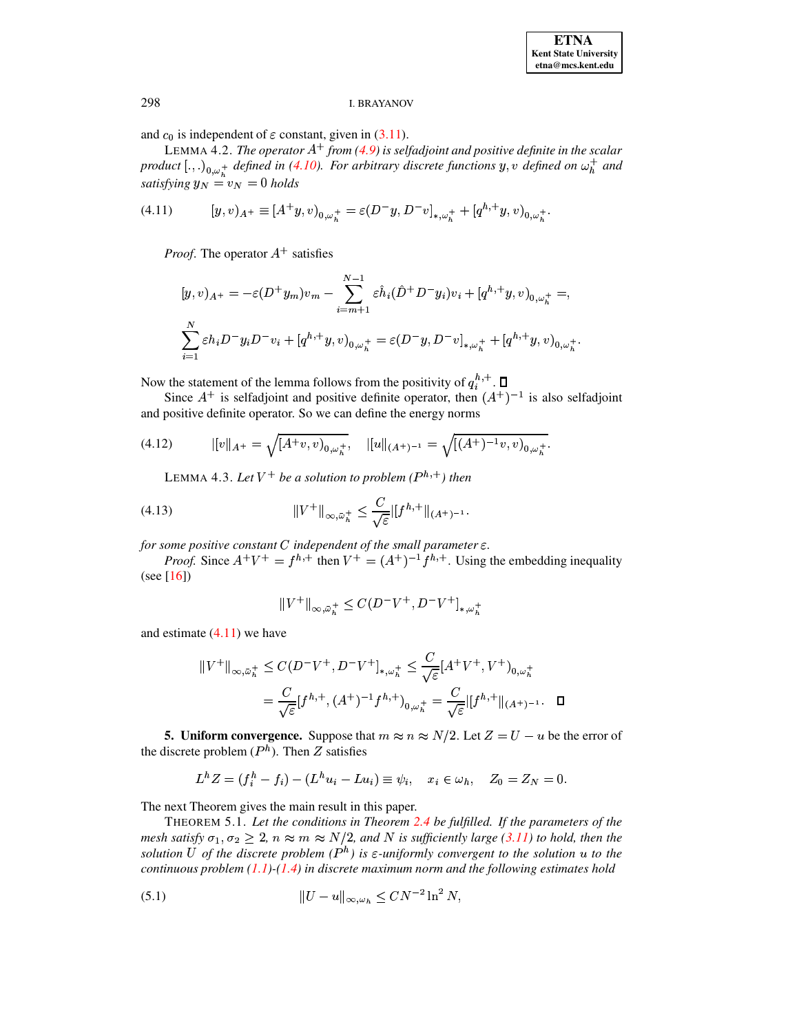and $c_0$ is independent of $\varepsilon$ constant, given in (3.11).

LEMMA 4.2. *The operator $A^+$ from (4.9) is selfadjoint and positive definite in the scalar product $[.,.)_{0,\omega_h^+}$ defined in (4.10). For arbitrary discrete functions $y, v$ defined on $\omega_h^+$ and satisfying $y_N = v_N = 0$ holds*

$$[y,v)_{A^+} \equiv [A^+ y, v)_{0,\omega_h^+} = \varepsilon (D^- y, D^- v]_{*,\omega_h^+} + [q^{h,+} y, v)_{0,\omega_h^+}. \tag{4.11}$$

*Proof.* The operator $A^+$ satisfies

$$[y,v)_{A^+} = -\varepsilon (D^+ y_m) v_m - \sum_{i=m+1}^{N-1} \varepsilon \hat{h}_i (\hat{D}^+ D^- y_i) v_i + [q^{h,+} y, v)_{0,\omega_h^+} =,$$

$$\sum_{i=1}^{N} \varepsilon h_i D^- y_i D^- v_i + [q^{h,+} y, v)_{0,\omega_h^+} = \varepsilon (D^- y, D^- v]_{*,\omega_h^+} + [q^{h,+} y, v)_{0,\omega_h^+}.$$

Now the statement of the lemma follows from the positivity of $q_i^{h,+}$. $\square$

Since $A^+$ is selfadjoint and positive definite operator, then $(A^+)^{-1}$ is also selfadjoint and positive definite operator. So we can define the energy norms

$$|[v|_{A^+} = \sqrt{[A^+ v, v)_{0,\omega_h^+}}, \quad |[u\|_{(A^+)^{-1}} = \sqrt{[(A^+)^{-1} v, v)_{0,\omega_h^+}}. \tag{4.12}$$

LEMMA 4.3. *Let $V^+$ be a solution to problem $(P^{h,+})$ then*

$$\|V^+\|_{\infty,\bar{\omega}_h^+} \leq \frac{C}{\sqrt{\varepsilon}} |[f^{h,+}\|_{(A^+)^{-1}}. \tag{4.13}$$

*for some positive constant $C$ independent of the small parameter $\varepsilon$.*

*Proof.* Since $A^+ V^+ = f^{h,+}$ then $V^+ = (A^+)^{-1} f^{h,+}$. Using the embedding inequality (see [16])

$$\|V^+\|_{\infty,\bar{\omega}_h^+} \leq C (D^- V^+, D^- V^+]_{*,\omega_h^+}$$

and estimate (4.11) we have

$$\begin{aligned}
\|V^+\|_{\infty,\bar{\omega}_h^+} &\leq C (D^- V^+, D^- V^+]_{*,\omega_h^+} \leq \frac{C}{\sqrt{\varepsilon}} [A^+ V^+, V^+)_{0,\omega_h^+} \\
&= \frac{C}{\sqrt{\varepsilon}} [f^{h,+}, (A^+)^{-1} f^{h,+})_{0,\omega_h^+} = \frac{C}{\sqrt{\varepsilon}} |[f^{h,+}\|_{(A^+)^{-1}}. \quad \square
\end{aligned}$$

**5. Uniform convergence.** Suppose that $m \approx n \approx N/2$. Let $Z = U - u$ be the error of the discrete problem $(P^h)$. Then $Z$ satisfies

$$L^h Z = (f_i^h - f_i) - (L^h u_i - L u_i) \equiv \psi_i, \quad x_i \in \omega_h, \quad Z_0 = Z_N = 0.$$

The next Theorem gives the main result in this paper.

THEOREM 5.1. *Let the conditions in Theorem 2.4 be fulfilled. If the parameters of the mesh satisfy $\sigma_1, \sigma_2 \geq 2$, $n \approx m \approx N/2$, and $N$ is sufficiently large (3.11) to hold, then the solution $U$ of the discrete problem $(P^h)$ is $\varepsilon$-uniformly convergent to the solution $u$ to the continuous problem (1.1)-(1.4) in discrete maximum norm and the following estimates hold*

$$\|U - u\|_{\infty,\omega_h} \leq C N^{-2} \ln^2 N, \tag{5.1}$$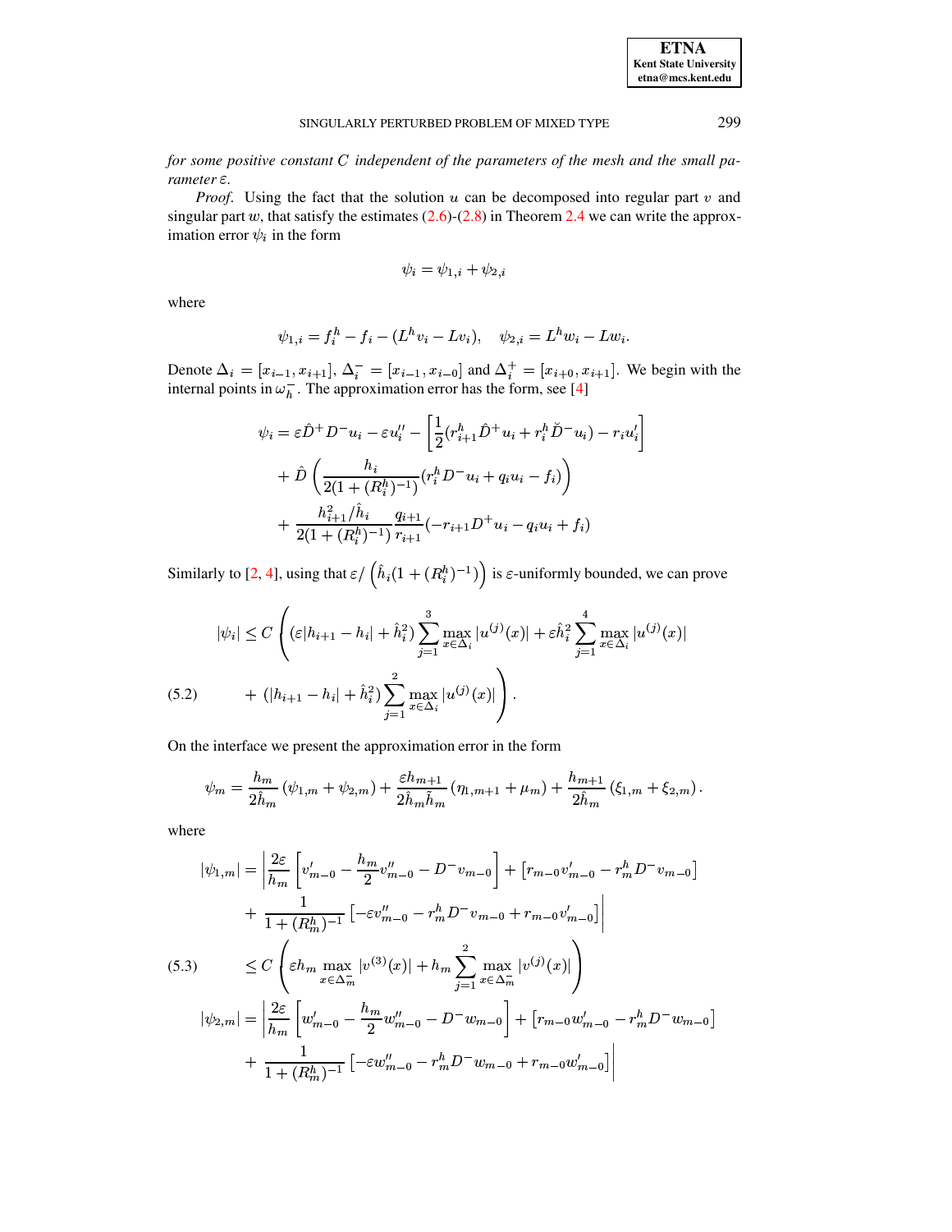*for some positive constant $C$ independent of the parameters of the mesh and the small parameter $\varepsilon$.*

*Proof.* Using the fact that the solution $u$ can be decomposed into regular part $v$ and singular part $w$, that satisfy the estimates (2.6)-(2.8) in Theorem 2.4 we can write the approximation error $\psi_i$ in the form

$$\psi_i = \psi_{1,i} + \psi_{2,i}$$

where

$$\psi_{1,i} = f_i^h - f_i - (L^h v_i - L v_i), \quad \psi_{2,i} = L^h w_i - L w_i.$$

Denote $\Delta_i = [x_{i-1}, x_{i+1}]$, $\Delta_i^- = [x_{i-1}, x_{i-0}]$ and $\Delta_i^+ = [x_{i+0}, x_{i+1}]$. We begin with the internal points in $\omega_h^-$. The approximation error has the form, see [4]

$$\begin{aligned}
\psi_i &= \varepsilon \hat{D}^+ D^- u_i - \varepsilon u_i'' - \left[\frac{1}{2}(r_{i+1}^h \hat{D}^+ u_i + r_i^h \breve{D}^- u_i) - r_i u_i'\right] \\
&+ \hat{D}\left(\frac{h_i}{2(1+(R_i^h)^{-1})}(r_i^h D^- u_i + q_i u_i - f_i)\right) \\
&+ \frac{h_{i+1}^2/\hat{h}_i}{2(1+(R_i^h)^{-1})}\frac{q_{i+1}}{r_{i+1}}(-r_{i+1} D^+ u_i - q_i u_i + f_i)
\end{aligned}$$

Similarly to [2, 4], using that $\varepsilon / \left(\hat{h}_i(1+(R_i^h)^{-1})\right)$ is $\varepsilon$-uniformly bounded, we can prove

$$\begin{aligned}
|\psi_i| \leq C \Bigg( &(\varepsilon |h_{i+1} - h_i| + \hat{h}_i^2) \sum_{j=1}^{3} \max_{x \in \Delta_i} |u^{(j)}(x)| + \varepsilon \hat{h}_i^2 \sum_{j=1}^{4} \max_{x \in \Delta_i} |u^{(j)}(x)| \\
&+ (|h_{i+1} - h_i| + \hat{h}_i^2) \sum_{j=1}^{2} \max_{x \in \Delta_i} |u^{(j)}(x)| \Bigg). \qquad (5.2)
\end{aligned}$$

On the interface we present the approximation error in the form

$$\psi_m = \frac{h_m}{2\hat{h}_m}(\psi_{1,m} + \psi_{2,m}) + \frac{\varepsilon h_{m+1}}{2\hat{h}_m \tilde{h}_m}(\eta_{1,m+1} + \mu_m) + \frac{h_{m+1}}{2\hat{h}_m}(\xi_{1,m} + \xi_{2,m}).$$

where

$$\begin{aligned}
|\psi_{1,m}| &= \Bigg| \frac{2\varepsilon}{h_m}\left[v_{m-0}' - \frac{h_m}{2} v_{m-0}'' - D^- v_{m-0}\right] + \left[r_{m-0} v_{m-0}' - r_m^h D^- v_{m-0}\right] \\
&+ \frac{1}{1+(R_m^h)^{-1}}\left[-\varepsilon v_{m-0}'' - r_m^h D^- v_{m-0} + r_{m-0} v_{m-0}'\right] \Bigg| \\
&\leq C\left(\varepsilon h_m \max_{x \in \Delta_m^-} |v^{(3)}(x)| + h_m \sum_{j=1}^{2} \max_{x \in \Delta_m^-} |v^{(j)}(x)|\right) \qquad (5.3) \\
|\psi_{2,m}| &= \Bigg| \frac{2\varepsilon}{h_m}\left[w_{m-0}' - \frac{h_m}{2} w_{m-0}'' - D^- w_{m-0}\right] + \left[r_{m-0} w_{m-0}' - r_m^h D^- w_{m-0}\right] \\
&+ \frac{1}{1+(R_m^h)^{-1}}\left[-\varepsilon w_{m-0}'' - r_m^h D^- w_{m-0} + r_{m-0} w_{m-0}'\right] \Bigg|
\end{aligned}$$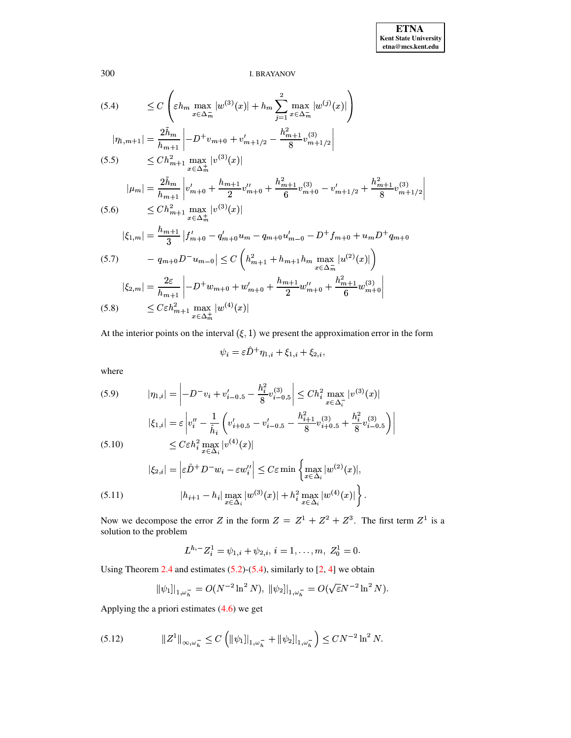$$(5.4)\qquad \leq C\left(\varepsilon h_m \max_{x\in\Delta_m^-}|w^{(3)}(x)| + h_m \sum_{j=1}^{2}\max_{x\in\Delta_m^-}|w^{(j)}(x)|\right)$$

$$|\eta_{1,m+1}| = \frac{2\tilde{h}_m}{h_{m+1}}\left|-D^+v_{m+0} + v'_{m+1/2} - \frac{h_{m+1}^2}{8}v^{(3)}_{m+1/2}\right|$$

$$(5.5)\qquad \leq Ch_{m+1}^2 \max_{x\in\Delta_m^+}|v^{(3)}(x)|$$

$$|\mu_m| = \frac{2\tilde{h}_m}{h_{m+1}}\left|v'_{m+0} + \frac{h_{m+1}}{2}v''_{m+0} + \frac{h_{m+1}^2}{6}v^{(3)}_{m+0} - v'_{m+1/2} + \frac{h_{m+1}^2}{8}v^{(3)}_{m+1/2}\right|$$

$$(5.6)\qquad \leq Ch_{m+1}^2 \max_{x\in\Delta_m^+}|v^{(3)}(x)|$$

$$|\xi_{1,m}| = \frac{h_{m+1}}{3}\left|f'_{m+0} - q'_{m+0}u_m - q_{m+0}u'_{m-0} - D^+f_{m+0} + u_m D^+q_{m+0}\right.$$

$$(5.7)\qquad \left. - q_{m+0}D^-u_{m-0}\right| \leq C\left(h_{m+1}^2 + h_{m+1}h_m \max_{x\in\Delta_m^-}|u^{(2)}(x)|\right)$$

$$|\xi_{2,m}| = \frac{2\varepsilon}{h_{m+1}}\left|-D^+w_{m+0} + w'_{m+0} + \frac{h_{m+1}}{2}w''_{m+0} + \frac{h_{m+1}^2}{6}w^{(3)}_{m+0}\right|$$

$$(5.8)\qquad \leq C\varepsilon h_{m+1}^2 \max_{x\in\Delta_m^+}|w^{(4)}(x)|$$

At the interior points on the interval $(\xi, 1)$ we present the approximation error in the form

$$\psi_i = \varepsilon \hat{D}^+\eta_{1,i} + \xi_{1,i} + \xi_{2,i},$$

where

$$(5.9)\qquad |\eta_{1,i}| = \left|-D^-v_i + v'_{i-0.5} - \frac{h_i^2}{8}v^{(3)}_{i-0.5}\right| \leq Ch_i^2 \max_{x\in\Delta_i^-}|v^{(3)}(x)|$$

$$|\xi_{1,i}| = \varepsilon\left|v''_i - \frac{1}{\hat{h}_i}\left(v'_{i+0.5} - v'_{i-0.5} - \frac{h_{i+1}^2}{8}v^{(3)}_{i+0.5} + \frac{h_i^2}{8}v^{(3)}_{i-0.5}\right)\right|$$

$$(5.10)\qquad \leq C\varepsilon h_i^2 \max_{x\in\Delta_i}|v^{(4)}(x)|$$

$$|\xi_{2,i}| = \left|\varepsilon\hat{D}^+D^-w_i - \varepsilon w''_i\right| \leq C\varepsilon \min\left\{\max_{x\in\Delta_i}|w^{(2)}(x)|,\right.$$

$$(5.11)\qquad \left.|h_{i+1}-h_i|\max_{x\in\Delta_i}|w^{(3)}(x)| + h_i^2\max_{x\in\Delta_i}|w^{(4)}(x)|\right\}.$$

Now we decompose the error $Z$ in the form $Z = Z^1 + Z^2 + Z^3$. The first term $Z^1$ is a solution to the problem

$$L^{h,-}Z_i^1 = \psi_{1,i} + \psi_{2,i},\ i = 1,\ldots,m,\ Z_0^1 = 0.$$

Using Theorem 2.4 and estimates (5.2)-(5.4), similarly to [2, 4] we obtain

$$\|\psi_1]|_{1,\omega_h^-} = O(N^{-2}\ln^2 N),\ \|\psi_2]|_{1,\omega_h^-} = O(\sqrt{\varepsilon}N^{-2}\ln^2 N).$$

Applying the a priori estimates (4.6) we get

$$(5.12)\qquad \|Z^1\|_{\infty,\omega_h^-} \leq C\left(\|\psi_1]|_{1,\omega_h^-} + \|\psi_2]|_{1,\omega_h^-}\right) \leq CN^{-2}\ln^2 N.$$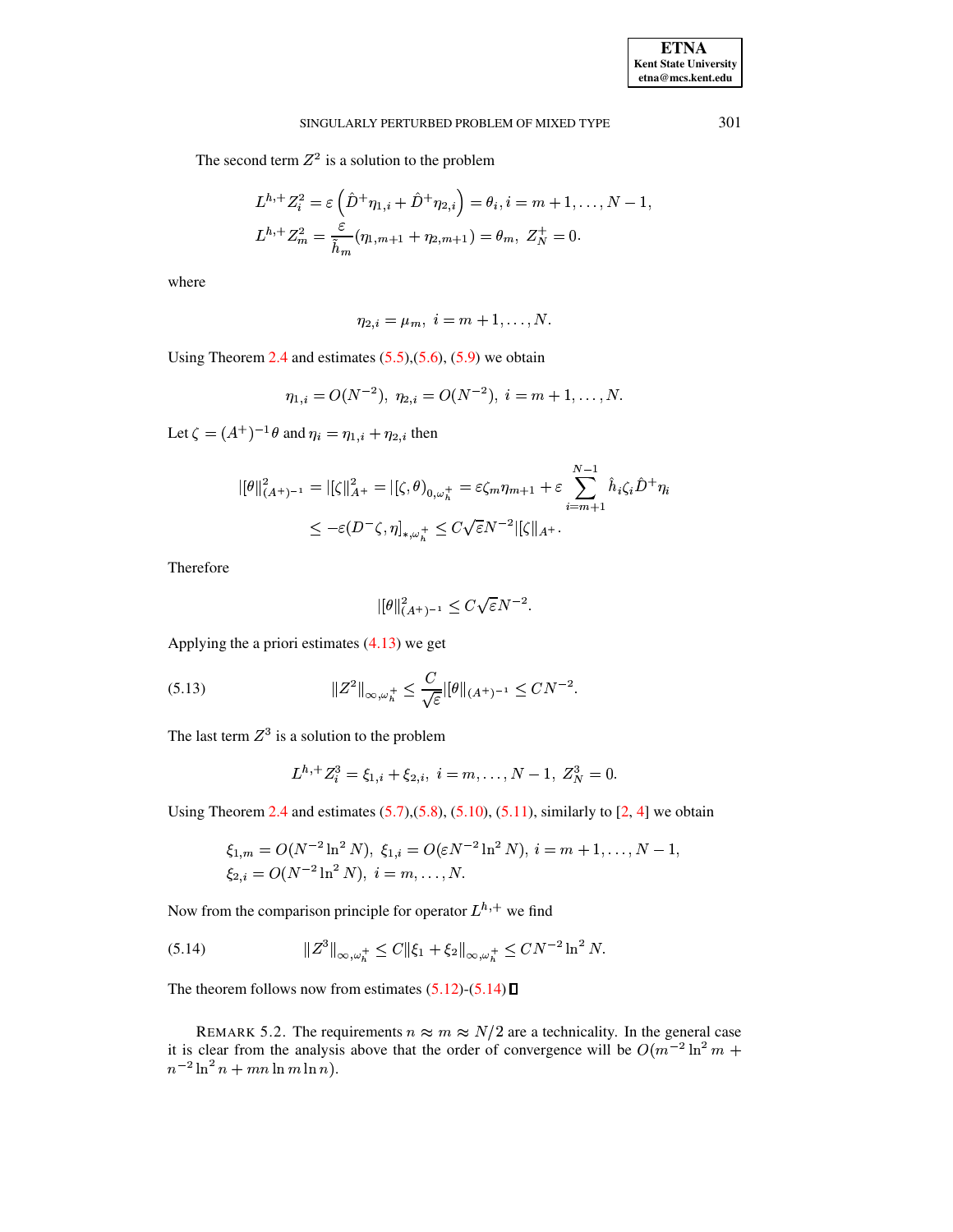The second term $Z^2$ is a solution to the problem

$$L^{h,+}Z_i^2 = \varepsilon\left(\hat{D}^+\eta_{1,i} + \hat{D}^+\eta_{2,i}\right) = \theta_i, i = m+1,\ldots,N-1,$$
$$L^{h,+}Z_m^2 = \frac{\varepsilon}{\tilde{h}_m}(\eta_{1,m+1} + \eta_{2,m+1}) = \theta_m,\ Z_N^+ = 0.$$

where

$$\eta_{2,i} = \mu_m,\ i = m+1,\ldots,N.$$

Using Theorem 2.4 and estimates (5.5),(5.6), (5.9) we obtain

$$\eta_{1,i} = O(N^{-2}),\ \eta_{2,i} = O(N^{-2}),\ i = m+1,\ldots,N.$$

Let $\zeta = (A^+)^{-1}\theta$ and $\eta_i = \eta_{1,i} + \eta_{2,i}$ then

$$|[\theta\|^2_{(A^+)^{-1}} = |[\zeta\|^2_{A^+} = |[\zeta,\theta)_{0,\omega_h^+} = \varepsilon\zeta_m\eta_{m+1} + \varepsilon\sum_{i=m+1}^{N-1}\hat{h}_i\zeta_i\hat{D}^+\eta_i$$
$$\leq -\varepsilon(D^-\zeta,\eta]_{*,\omega_h^+} \leq C\sqrt{\varepsilon}N^{-2}|[\zeta\|_{A^+}.$$

Therefore

$$|[\theta\|^2_{(A^+)^{-1}} \leq C\sqrt{\varepsilon}N^{-2}.$$

Applying the a priori estimates (4.13) we get

$$\|Z^2\|_{\infty,\omega_h^+} \leq \frac{C}{\sqrt{\varepsilon}}|[\theta\|_{(A^+)^{-1}} \leq CN^{-2}. \tag{5.13}$$

The last term $Z^3$ is a solution to the problem

$$L^{h,+}Z_i^3 = \xi_{1,i} + \xi_{2,i},\ i = m,\ldots,N-1,\ Z_N^3 = 0.$$

Using Theorem 2.4 and estimates (5.7),(5.8), (5.10), (5.11), similarly to [2, 4] we obtain

$$\xi_{1,m} = O(N^{-2}\ln^2 N),\ \xi_{1,i} = O(\varepsilon N^{-2}\ln^2 N),\ i = m+1,\ldots,N-1,$$
$$\xi_{2,i} = O(N^{-2}\ln^2 N),\ i = m,\ldots,N.$$

Now from the comparison principle for operator $L^{h,+}$ we find

$$\|Z^3\|_{\infty,\omega_h^+} \leq C\|\xi_1 + \xi_2\|_{\infty,\omega_h^+} \leq CN^{-2}\ln^2 N. \tag{5.14}$$

The theorem follows now from estimates (5.12)-(5.14) $\square$

REMARK 5.2. The requirements $n \approx m \approx N/2$ are a technicality. In the general case it is clear from the analysis above that the order of convergence will be $O(m^{-2}\ln^2 m + n^{-2}\ln^2 n + mn\ln m\ln n)$.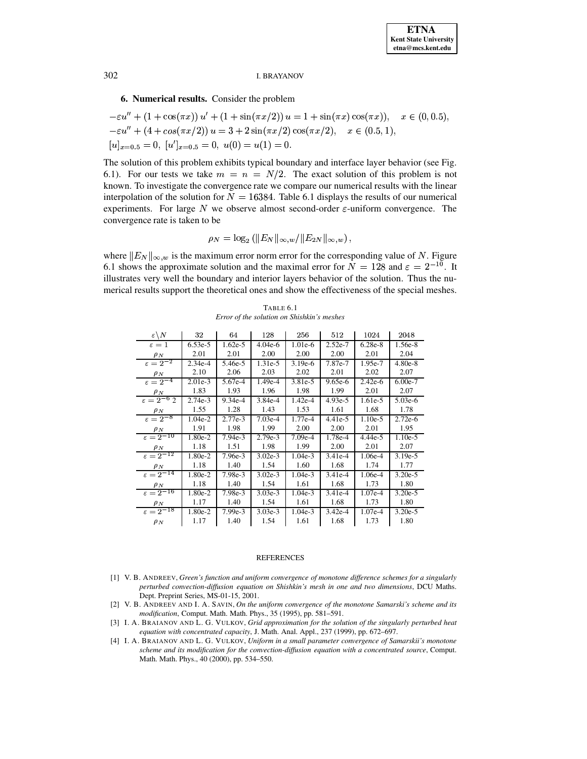## 6. Numerical results.

Consider the problem

$$-\varepsilon u'' + (1+\cos(\pi x))\, u' + (1+\sin(\pi x/2))\, u = 1+\sin(\pi x)\cos(\pi x)), \quad x \in (0, 0.5),$$
$$-\varepsilon u'' + (4+cos(\pi x/2))\, u = 3 + 2\sin(\pi x/2)\cos(\pi x/2), \quad x \in (0.5, 1),$$
$$[u]_{x=0.5} = 0,\ [u']_{x=0.5} = 0,\ u(0) = u(1) = 0.$$

The solution of this problem exhibits typical boundary and interface layer behavior (see Fig. 6.1). For our tests we take $m = n = N/2$. The exact solution of this problem is not known. To investigate the convergence rate we compare our numerical results with the linear interpolation of the solution for $N = 16384$. Table 6.1 displays the results of our numerical experiments. For large $N$ we observe almost second-order $\varepsilon$-uniform convergence. The convergence rate is taken to be

$$\rho_N = \log_2 \left( \|E_N\|_{\infty,w} / \|E_{2N}\|_{\infty,w} \right),$$

where $\|E_N\|_{\infty,w}$ is the maximum error norm error for the corresponding value of $N$. Figure 6.1 shows the approximate solution and the maximal error for $N = 128$ and $\varepsilon = 2^{-10}$. It illustrates very well the boundary and interior layers behavior of the solution. Thus the numerical results support the theoretical ones and show the effectiveness of the special meshes.

TABLE 6.1
*Error of the solution on Shishkin's meshes*

| $\varepsilon \backslash N$ | 32 | 64 | 128 | 256 | 512 | 1024 | 2048 |
|---|---|---|---|---|---|---|---|
| $\varepsilon = 1$ | 6.53e-5 | 1.62e-5 | 4.04e-6 | 1.01e-6 | 2.52e-7 | 6.28e-8 | 1.56e-8 |
| $\rho_N$ | 2.01 | 2.01 | 2.00 | 2.00 | 2.00 | 2.01 | 2.04 |
| $\varepsilon = 2^{-2}$ | 2.34e-4 | 5.46e-5 | 1.31e-5 | 3.19e-6 | 7.87e-7 | 1.95e-7 | 4.80e-8 |
| $\rho_N$ | 2.10 | 2.06 | 2.03 | 2.02 | 2.01 | 2.02 | 2.07 |
| $\varepsilon = 2^{-4}$ | 2.01e-3 | 5.67e-4 | 1.49e-4 | 3.81e-5 | 9.65e-6 | 2.42e-6 | 6.00e-7 |
| $\rho_N$ | 1.83 | 1.93 | 1.96 | 1.98 | 1.99 | 2.01 | 2.07 |
| $\varepsilon = 2^{-6}$ 2 | 2.74e-3 | 9.34e-4 | 3.84e-4 | 1.42e-4 | 4.93e-5 | 1.61e-5 | 5.03e-6 |
| $\rho_N$ | 1.55 | 1.28 | 1.43 | 1.53 | 1.61 | 1.68 | 1.78 |
| $\varepsilon = 2^{-8}$ | 1.04e-2 | 2.77e-3 | 7.03e-4 | 1.77e-4 | 4.41e-5 | 1.10e-5 | 2.72e-6 |
| $\rho_N$ | 1.91 | 1.98 | 1.99 | 2.00 | 2.00 | 2.01 | 1.95 |
| $\varepsilon = 2^{-10}$ | 1.80e-2 | 7.94e-3 | 2.79e-3 | 7.09e-4 | 1.78e-4 | 4.44e-5 | 1.10e-5 |
| $\rho_N$ | 1.18 | 1.51 | 1.98 | 1.99 | 2.00 | 2.01 | 2.07 |
| $\varepsilon = 2^{-12}$ | 1.80e-2 | 7.96e-3 | 3.02e-3 | 1.04e-3 | 3.41e-4 | 1.06e-4 | 3.19e-5 |
| $\rho_N$ | 1.18 | 1.40 | 1.54 | 1.60 | 1.68 | 1.74 | 1.77 |
| $\varepsilon = 2^{-14}$ | 1.80e-2 | 7.98e-3 | 3.02e-3 | 1.04e-3 | 3.41e-4 | 1.06e-4 | 3.20e-5 |
| $\rho_N$ | 1.18 | 1.40 | 1.54 | 1.61 | 1.68 | 1.73 | 1.80 |
| $\varepsilon = 2^{-16}$ | 1.80e-2 | 7.98e-3 | 3.03e-3 | 1.04e-3 | 3.41e-4 | 1.07e-4 | 3.20e-5 |
| $\rho_N$ | 1.17 | 1.40 | 1.54 | 1.61 | 1.68 | 1.73 | 1.80 |
| $\varepsilon = 2^{-18}$ | 1.80e-2 | 7.99e-3 | 3.03e-3 | 1.04e-3 | 3.42e-4 | 1.07e-4 | 3.20e-5 |
| $\rho_N$ | 1.17 | 1.40 | 1.54 | 1.61 | 1.68 | 1.73 | 1.80 |

## REFERENCES

[1] V. B. ANDREEV, *Green's function and uniform convergence of monotone difference schemes for a singularly perturbed convection-diffusion equation on Shishkin's mesh in one and two dimensions*, DCU Maths. Dept. Preprint Series, MS-01-15, 2001.

[2] V. B. ANDREEV AND I. A. SAVIN, *On the uniform convergence of the monotone Samarski's scheme and its modification*, Comput. Math. Math. Phys., 35 (1995), pp. 581–591.

[3] I. A. BRAIANOV AND L. G. VULKOV, *Grid approximation for the solution of the singularly perturbed heat equation with concentrated capacity*, J. Math. Anal. Appl., 237 (1999), pp. 672–697.

[4] I. A. BRAIANOV AND L. G. VULKOV, *Uniform in a small parameter convergence of Samarskii's monotone scheme and its modification for the convection-diffusion equation with a concentrated source*, Comput. Math. Math. Phys., 40 (2000), pp. 534–550.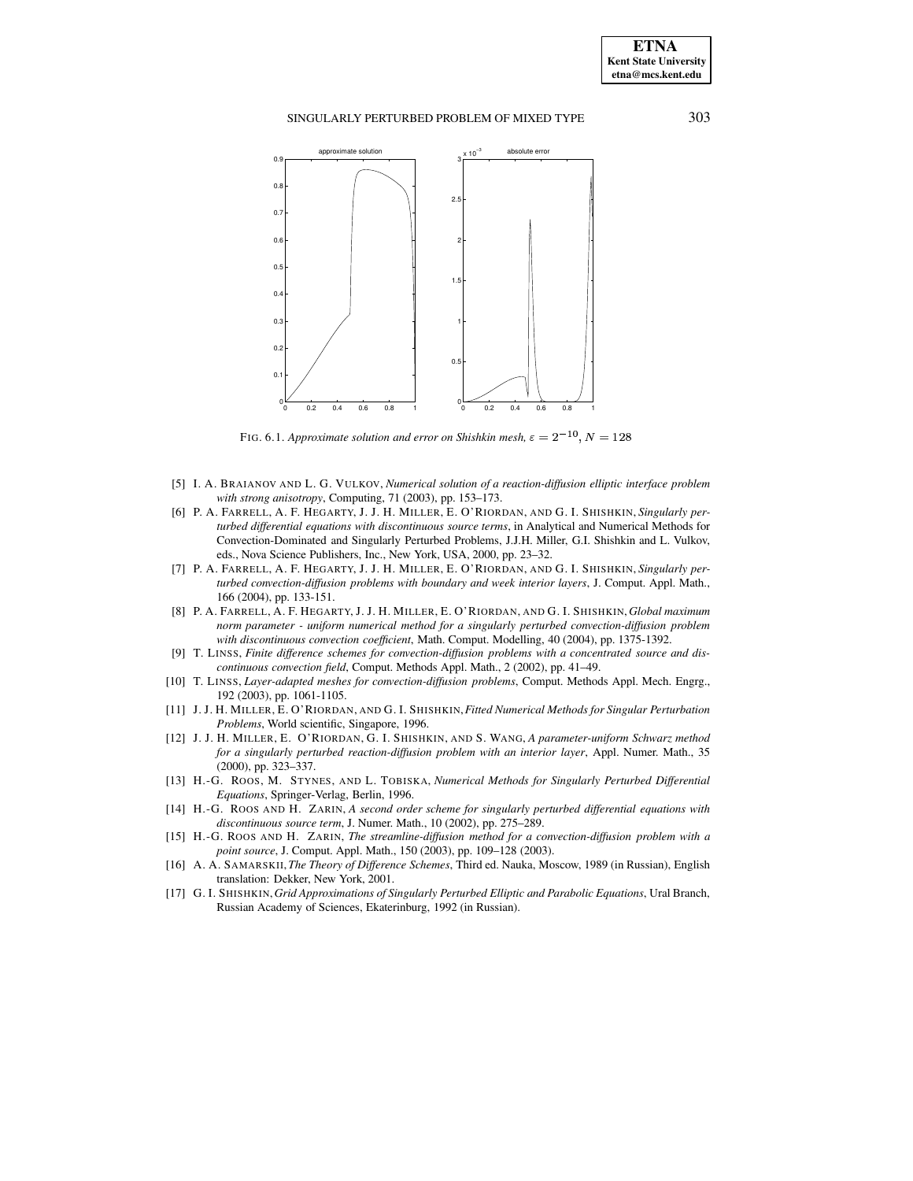approximate solution

0.9
0.8
0.7
0.6
0.5
0.4
0.3
0.2
0.1
0
0 0.2 0.4 0.6 0.8 1

x 10^-3 absolute error

3
2.5
2
1.5
1
0.5
0
0 0.2 0.4 0.6 0.8 1

FIG. 6.1. *Approximate solution and error on Shishkin mesh,* $\varepsilon = 2^{-10}$, $N = 128$

[5] I. A. BRAIANOV AND L. G. VULKOV, *Numerical solution of a reaction-diffusion elliptic interface problem with strong anisotropy*, Computing, 71 (2003), pp. 153–173.

[6] P. A. FARRELL, A. F. HEGARTY, J. J. H. MILLER, E. O'RIORDAN, AND G. I. SHISHKIN, *Singularly perturbed differential equations with discontinuous source terms*, in Analytical and Numerical Methods for Convection-Dominated and Singularly Perturbed Problems, J.J.H. Miller, G.I. Shishkin and L. Vulkov, eds., Nova Science Publishers, Inc., New York, USA, 2000, pp. 23–32.

[7] P. A. FARRELL, A. F. HEGARTY, J. J. H. MILLER, E. O'RIORDAN, AND G. I. SHISHKIN, *Singularly perturbed convection-diffusion problems with boundary and week interior layers*, J. Comput. Appl. Math., 166 (2004), pp. 133-151.

[8] P. A. FARRELL, A. F. HEGARTY, J. J. H. MILLER, E. O'RIORDAN, AND G. I. SHISHKIN, *Global maximum norm parameter - uniform numerical method for a singularly perturbed convection-diffusion problem with discontinuous convection coefficient*, Math. Comput. Modelling, 40 (2004), pp. 1375-1392.

[9] T. LINSS, *Finite difference schemes for convection-diffusion problems with a concentrated source and discontinuous convection field*, Comput. Methods Appl. Math., 2 (2002), pp. 41–49.

[10] T. LINSS, *Layer-adapted meshes for convection-diffusion problems*, Comput. Methods Appl. Mech. Engrg., 192 (2003), pp. 1061-1105.

[11] J. J. H. MILLER, E. O'RIORDAN, AND G. I. SHISHKIN, *Fitted Numerical Methods for Singular Perturbation Problems*, World scientific, Singapore, 1996.

[12] J. J. H. MILLER, E. O'RIORDAN, G. I. SHISHKIN, AND S. WANG, *A parameter-uniform Schwarz method for a singularly perturbed reaction-diffusion problem with an interior layer*, Appl. Numer. Math., 35 (2000), pp. 323–337.

[13] H.-G. ROOS, M. STYNES, AND L. TOBISKA, *Numerical Methods for Singularly Perturbed Differential Equations*, Springer-Verlag, Berlin, 1996.

[14] H.-G. ROOS AND H. ZARIN, *A second order scheme for singularly perturbed differential equations with discontinuous source term*, J. Numer. Math., 10 (2002), pp. 275–289.

[15] H.-G. ROOS AND H. ZARIN, *The streamline-diffusion method for a convection-diffusion problem with a point source*, J. Comput. Appl. Math., 150 (2003), pp. 109–128 (2003).

[16] A. A. SAMARSKII, *The Theory of Difference Schemes*, Third ed. Nauka, Moscow, 1989 (in Russian), English translation: Dekker, New York, 2001.

[17] G. I. SHISHKIN, *Grid Approximations of Singularly Perturbed Elliptic and Parabolic Equations*, Ural Branch, Russian Academy of Sciences, Ekaterinburg, 1992 (in Russian).